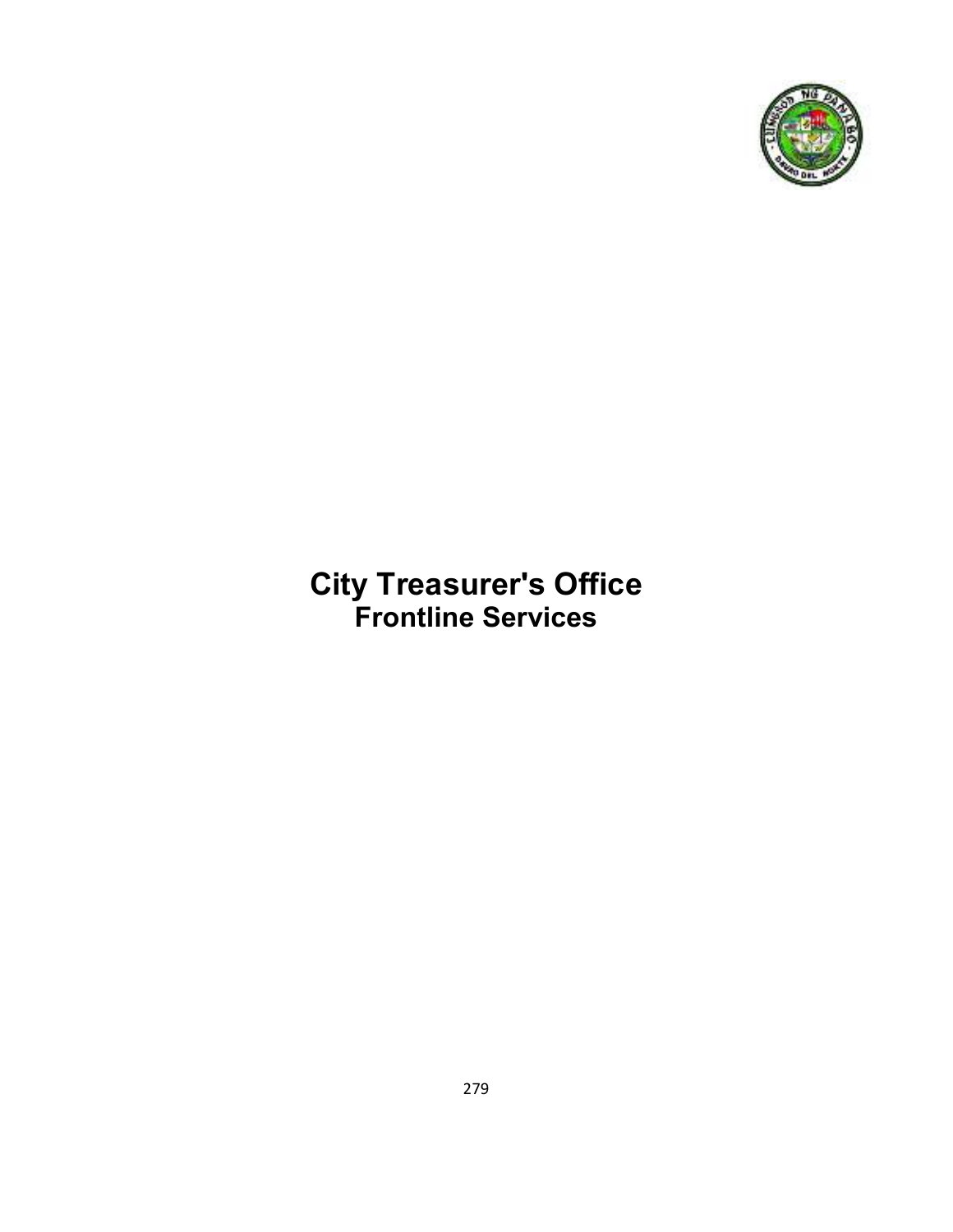# City Treasurer's Office
## Frontline Services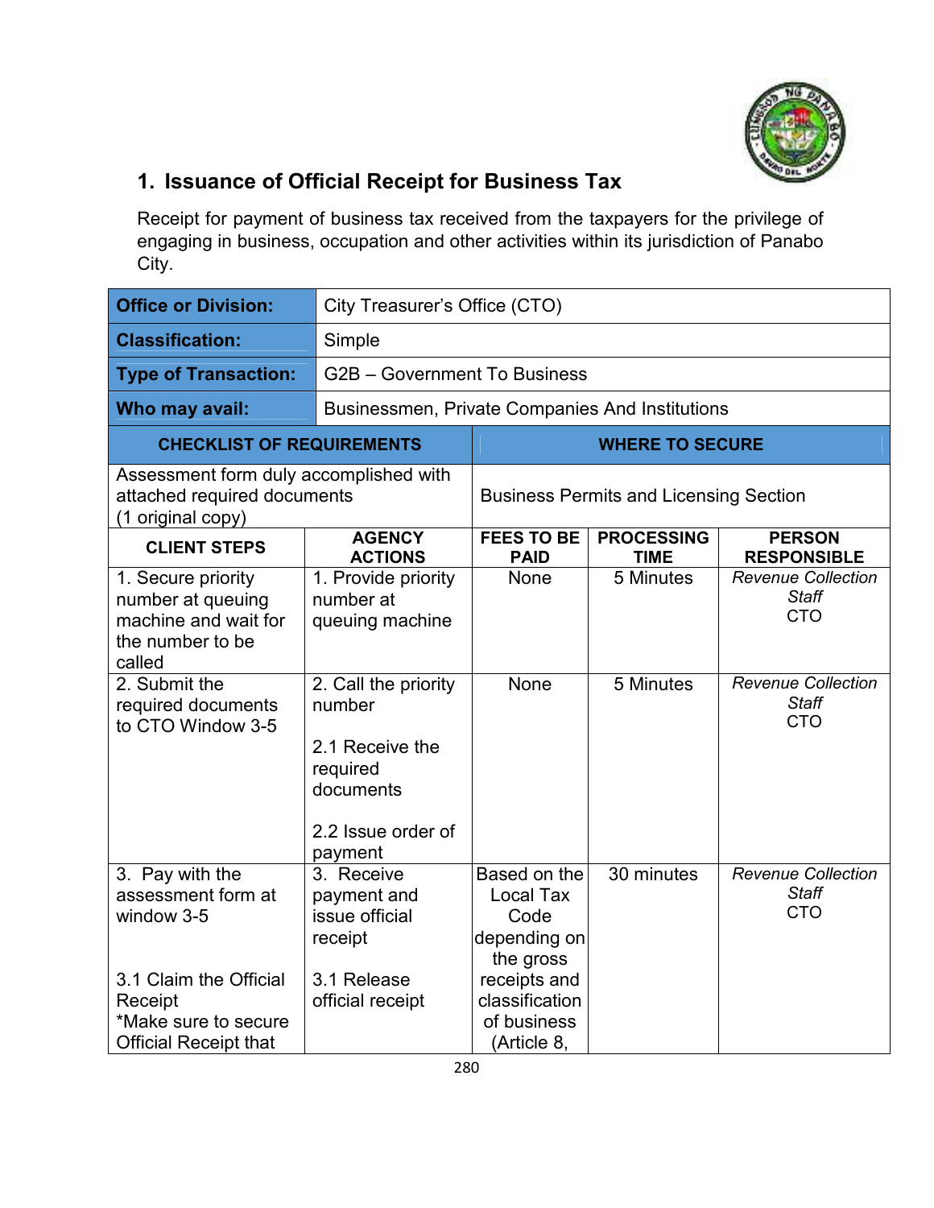## 1. Issuance of Official Receipt for Business Tax

Receipt for payment of business tax received from the taxpayers for the privilege of engaging in business, occupation and other activities within its jurisdiction of Panabo City.

| **Office or Division:** | City Treasurer's Office (CTO) | | | |
|---|---|---|---|---|
| **Classification:** | Simple | | | |
| **Type of Transaction:** | G2B – Government To Business | | | |
| **Who may avail:** | Businessmen, Private Companies And Institutions | | | |
| **CHECKLIST OF REQUIREMENTS** | | **WHERE TO SECURE** | | |
| Assessment form duly accomplished with attached required documents (1 original copy) | | Business Permits and Licensing Section | | |
| **CLIENT STEPS** | **AGENCY ACTIONS** | **FEES TO BE PAID** | **PROCESSING TIME** | **PERSON RESPONSIBLE** |
| 1. Secure priority number at queuing machine and wait for the number to be called | 1. Provide priority number at queuing machine | None | 5 Minutes | *Revenue Collection Staff* CTO |
| 2. Submit the required documents to CTO Window 3-5 | 2. Call the priority number<br><br>2.1 Receive the required documents<br><br>2.2 Issue order of payment | None | 5 Minutes | *Revenue Collection Staff* CTO |
| 3. Pay with the assessment form at window 3-5<br><br>3.1 Claim the Official Receipt<br>*Make sure to secure Official Receipt that | 3. Receive payment and issue official receipt<br><br>3.1 Release official receipt | Based on the Local Tax Code depending on the gross receipts and classification of business (Article 8, | 30 minutes | *Revenue Collection Staff* CTO |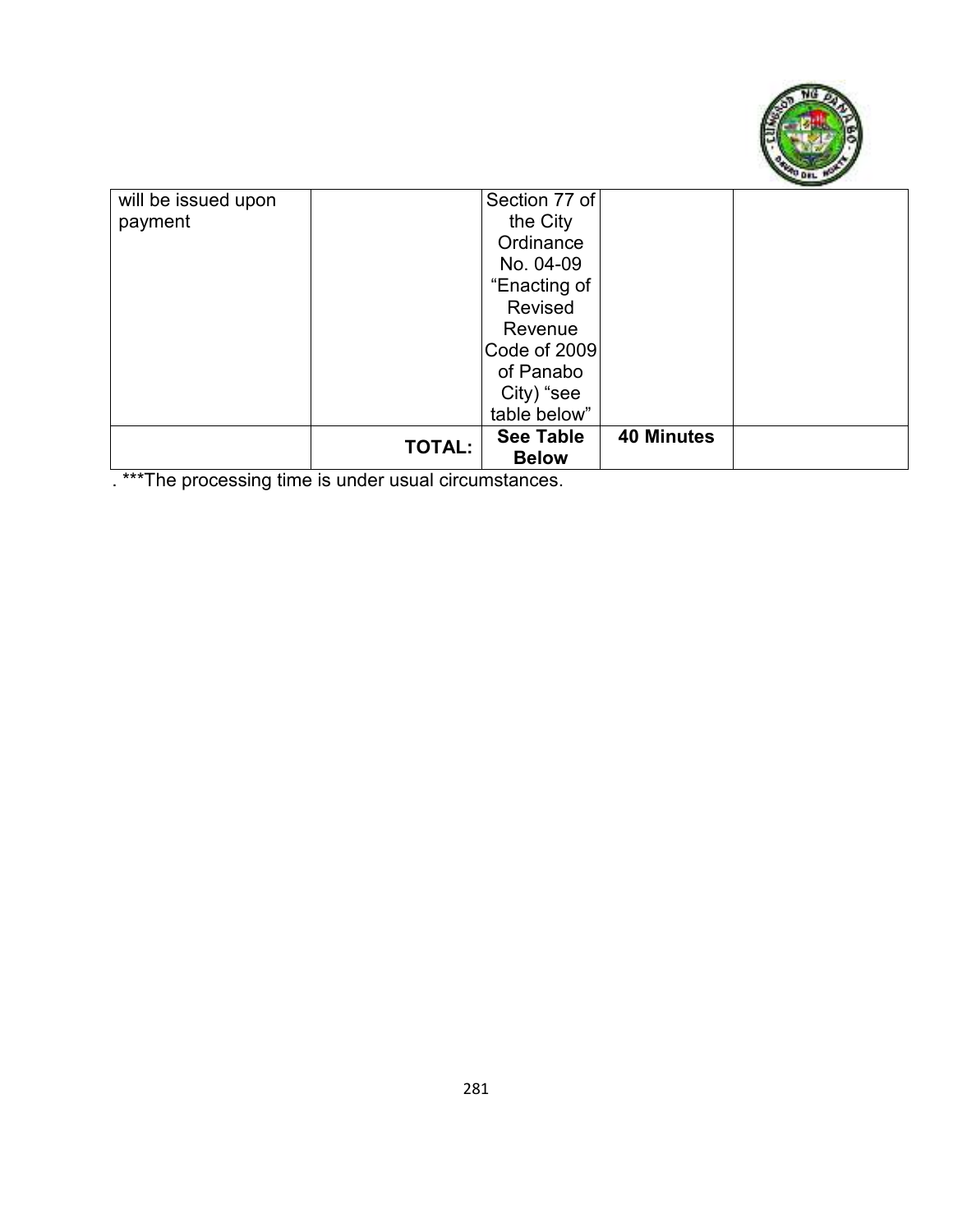| | | | | |
|---|---|---|---|---|
| will be issued upon payment | | Section 77 of the City Ordinance No. 04-09 “Enacting of Revised Revenue Code of 2009 of Panabo City) “see table below” | | |
| | **TOTAL:** | **See Table Below** | **40 Minutes** | |

. ***The processing time is under usual circumstances.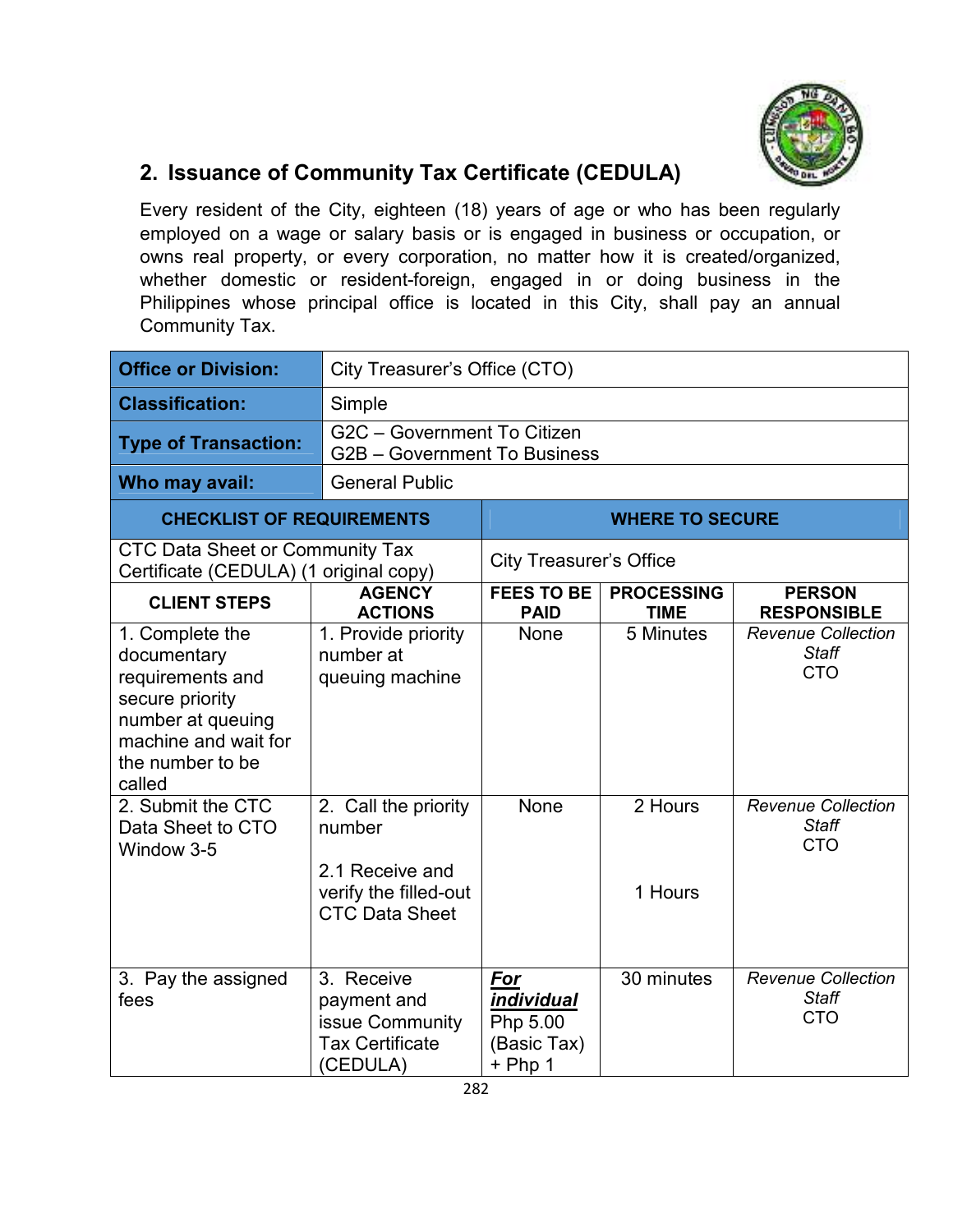## 2. Issuance of Community Tax Certificate (CEDULA)

Every resident of the City, eighteen (18) years of age or who has been regularly employed on a wage or salary basis or is engaged in business or occupation, or owns real property, or every corporation, no matter how it is created/organized, whether domestic or resident-foreign, engaged in or doing business in the Philippines whose principal office is located in this City, shall pay an annual Community Tax.

| **Office or Division:** | City Treasurer's Office (CTO) |
|---|---|
| **Classification:** | Simple |
| **Type of Transaction:** | G2C – Government To Citizen<br>G2B – Government To Business |
| **Who may avail:** | General Public |

| **CHECKLIST OF REQUIREMENTS** | **WHERE TO SECURE** |
|---|---|
| CTC Data Sheet or Community Tax Certificate (CEDULA) (1 original copy) | City Treasurer's Office |

| **CLIENT STEPS** | **AGENCY ACTIONS** | **FEES TO BE PAID** | **PROCESSING TIME** | **PERSON RESPONSIBLE** |
|---|---|---|---|---|
| 1. Complete the documentary requirements and secure priority number at queuing machine and wait for the number to be called | 1. Provide priority number at queuing machine | None | 5 Minutes | *Revenue Collection Staff*<br>CTO |
| 2. Submit the CTC Data Sheet to CTO Window 3-5 | 2. Call the priority number<br><br>2.1 Receive and verify the filled-out CTC Data Sheet | None | 2 Hours<br><br>1 Hours | *Revenue Collection Staff*<br>CTO |
| 3. Pay the assigned fees | 3. Receive payment and issue Community Tax Certificate (CEDULA) | ***For individual***<br>Php 5.00 (Basic Tax) + Php 1 | 30 minutes | *Revenue Collection Staff*<br>CTO |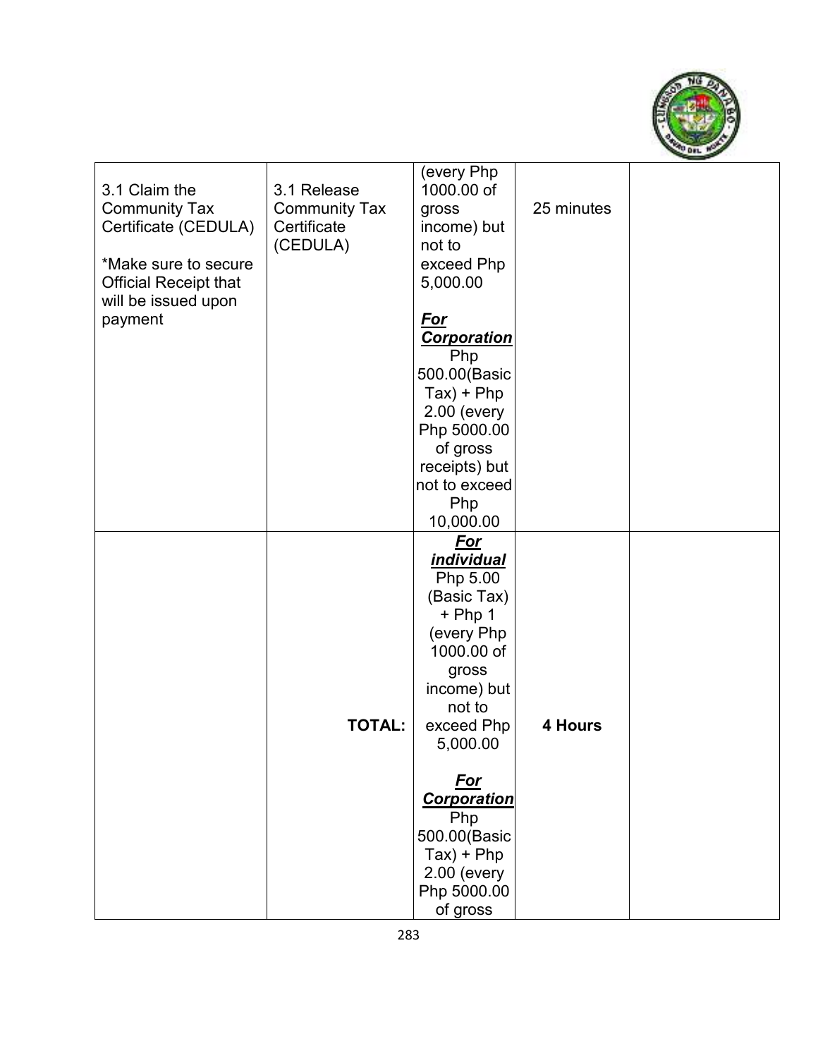| | | | | |
|---|---|---|---|---|
| 3.1 Claim the Community Tax Certificate (CEDULA)<br><br>*Make sure to secure Official Receipt that will be issued upon payment | 3.1 Release Community Tax Certificate (CEDULA) | (every Php 1000.00 of gross income) but not to exceed Php 5,000.00<br><br>***<u>For Corporation</u>***<br>Php 500.00(Basic Tax) + Php 2.00 (every Php 5000.00 of gross receipts) but not to exceed Php 10,000.00 | 25 minutes | |
| | **TOTAL:** | ***<u>For individual</u>***<br>Php 5.00 (Basic Tax) + Php 1 (every Php 1000.00 of gross income) but not to exceed Php 5,000.00<br><br>***<u>For Corporation</u>***<br>Php 500.00(Basic Tax) + Php 2.00 (every Php 5000.00 of gross | **4 Hours** | |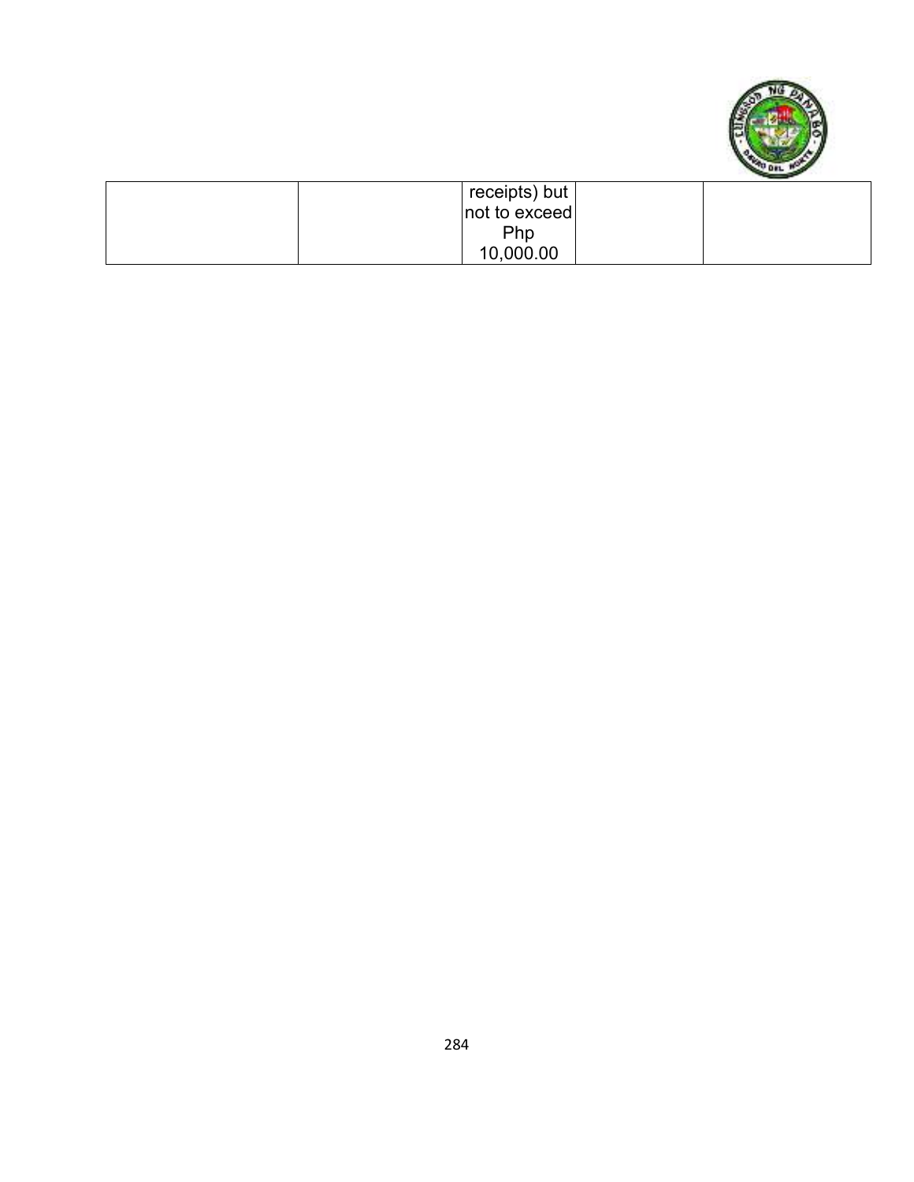| | | | | |
|---|---|---|---|---|
| | | receipts) but not to exceed Php 10,000.00 | | |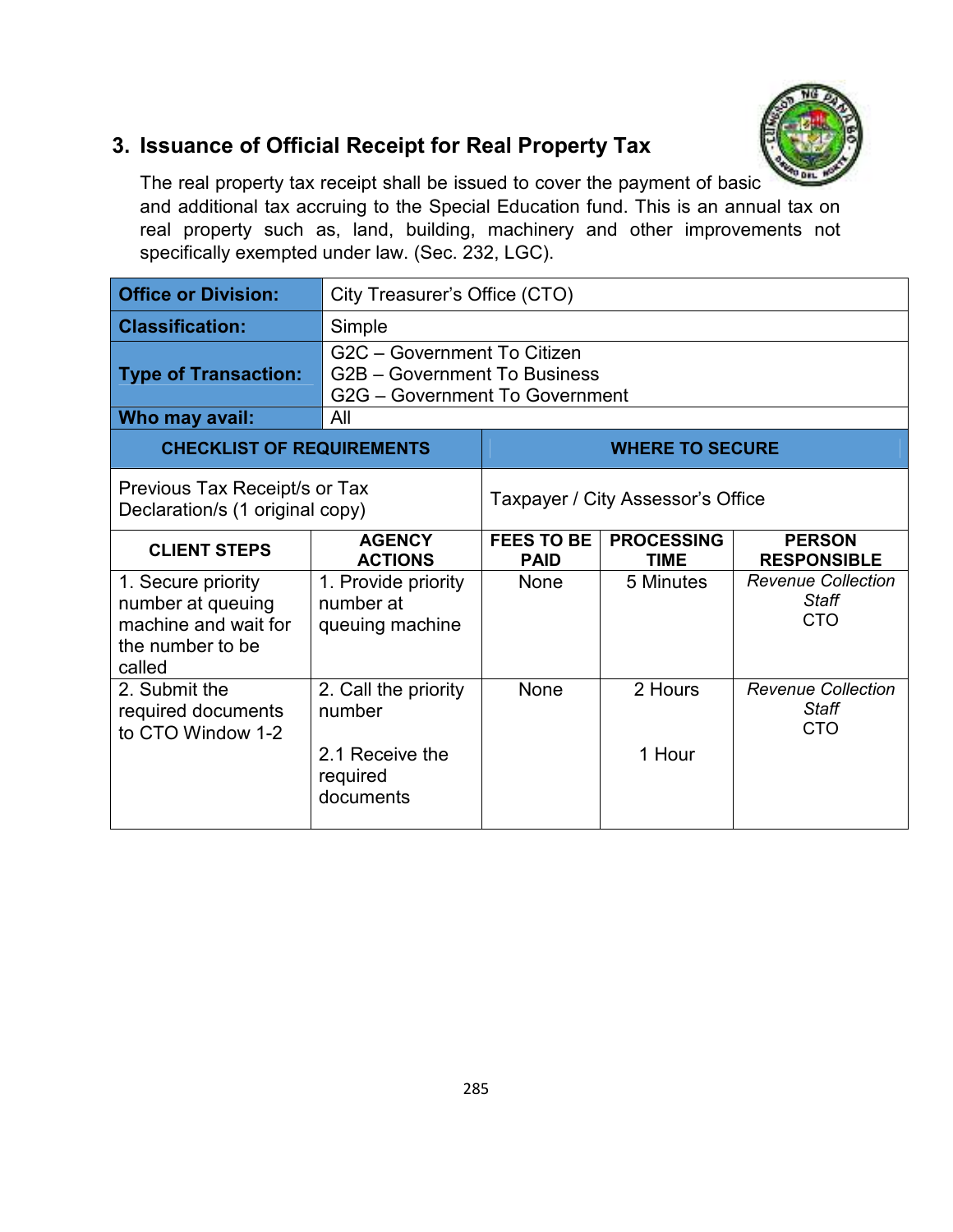## 3. Issuance of Official Receipt for Real Property Tax

The real property tax receipt shall be issued to cover the payment of basic and additional tax accruing to the Special Education fund. This is an annual tax on real property such as, land, building, machinery and other improvements not specifically exempted under law. (Sec. 232, LGC).

| **Office or Division:** | City Treasurer's Office (CTO) |
|---|---|
| **Classification:** | Simple |
| **Type of Transaction:** | G2C – Government To Citizen<br>G2B – Government To Business<br>G2G – Government To Government |
| **Who may avail:** | All |

| **CHECKLIST OF REQUIREMENTS** | **WHERE TO SECURE** |
|---|---|
| Previous Tax Receipt/s or Tax Declaration/s (1 original copy) | Taxpayer / City Assessor's Office |

| **CLIENT STEPS** | **AGENCY ACTIONS** | **FEES TO BE PAID** | **PROCESSING TIME** | **PERSON RESPONSIBLE** |
|---|---|---|---|---|
| 1. Secure priority number at queuing machine and wait for the number to be called | 1. Provide priority number at queuing machine | None | 5 Minutes | *Revenue Collection Staff*<br>CTO |
| 2. Submit the required documents to CTO Window 1-2 | 2. Call the priority number<br><br>2.1 Receive the required documents | None | 2 Hours<br><br>1 Hour | *Revenue Collection Staff*<br>CTO |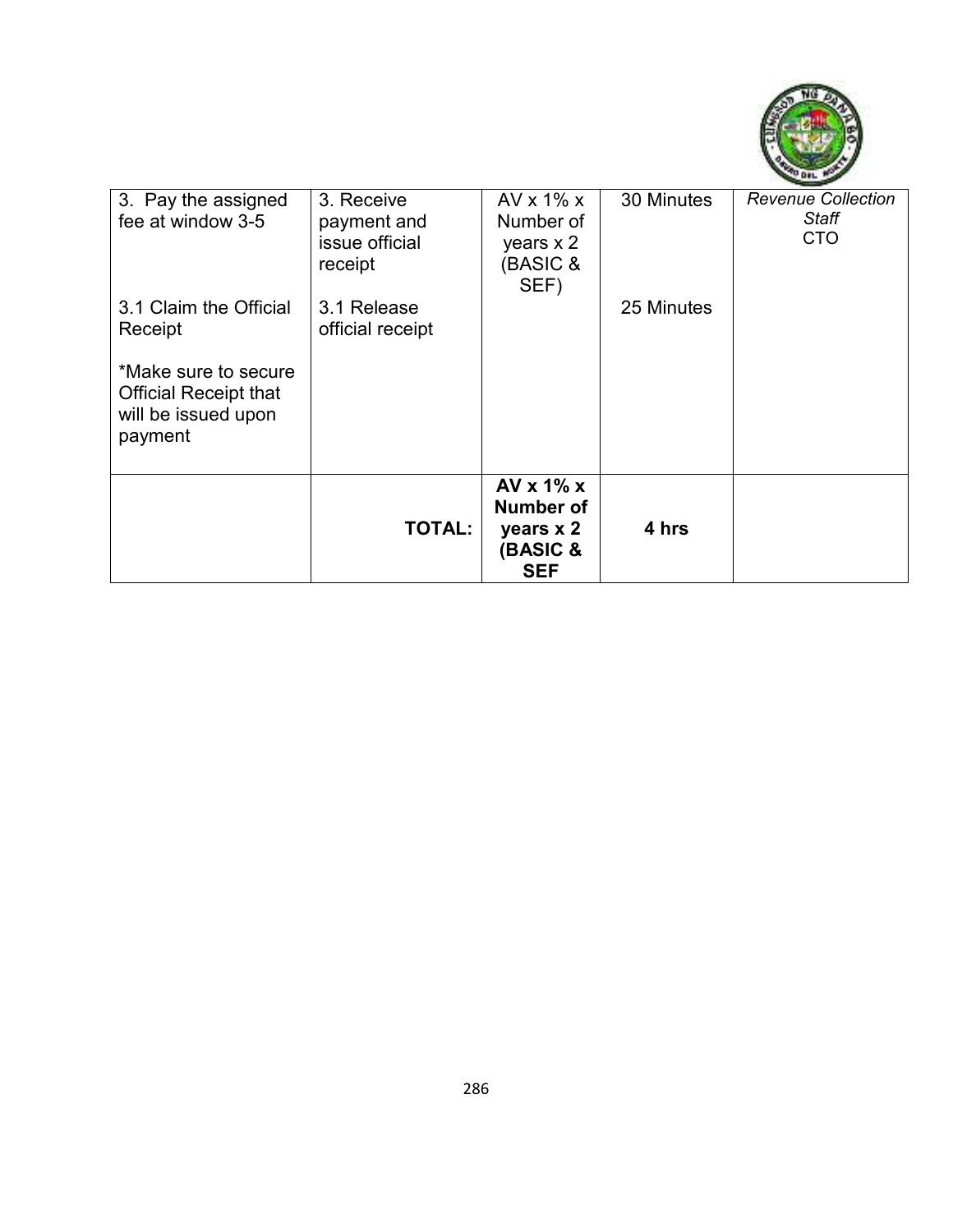| | | | | |
|---|---|---|---|---|
| 3. Pay the assigned fee at window 3-5 | 3. Receive payment and issue official receipt | AV x 1% x Number of years x 2 (BASIC & SEF) | 30 Minutes | *Revenue Collection Staff* CTO |
| 3.1 Claim the Official Receipt<br><br>*Make sure to secure Official Receipt that will be issued upon payment | 3.1 Release official receipt | | 25 Minutes | |
| | **TOTAL:** | **AV x 1% x Number of years x 2 (BASIC & SEF** | **4 hrs** | |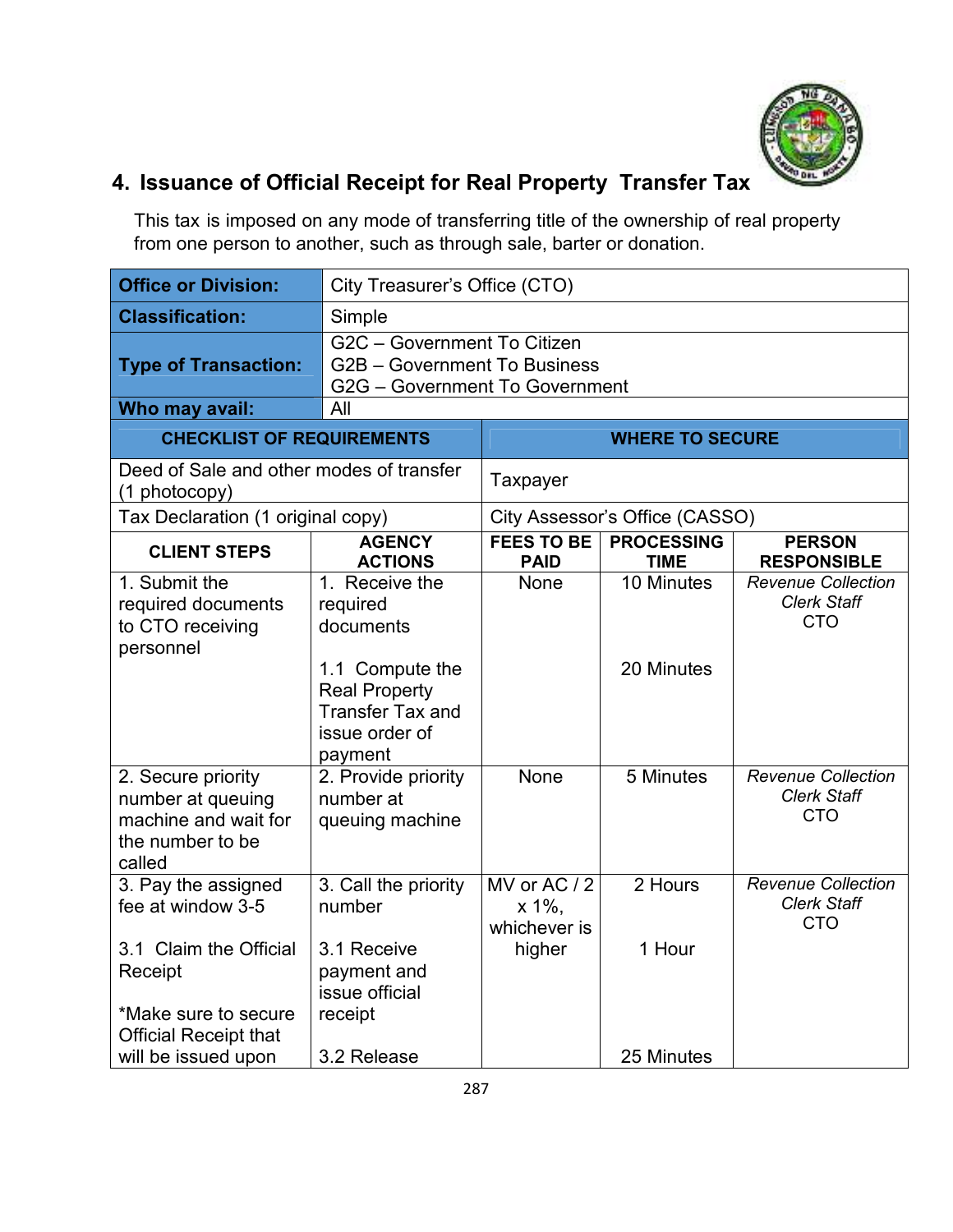## 4. Issuance of Official Receipt for Real Property Transfer Tax

This tax is imposed on any mode of transferring title of the ownership of real property from one person to another, such as through sale, barter or donation.

| **Office or Division:** | City Treasurer's Office (CTO) |
|---|---|
| **Classification:** | Simple |
| **Type of Transaction:** | G2C – Government To Citizen<br>G2B – Government To Business<br>G2G – Government To Government |
| **Who may avail:** | All |

| **CHECKLIST OF REQUIREMENTS** | **WHERE TO SECURE** |
|---|---|
| Deed of Sale and other modes of transfer (1 photocopy) | Taxpayer |
| Tax Declaration (1 original copy) | City Assessor's Office (CASSO) |

| **CLIENT STEPS** | **AGENCY ACTIONS** | **FEES TO BE PAID** | **PROCESSING TIME** | **PERSON RESPONSIBLE** |
|---|---|---|---|---|
| 1. Submit the required documents to CTO receiving personnel | 1. Receive the required documents<br><br>1.1 Compute the Real Property Transfer Tax and issue order of payment | None | 10 Minutes<br><br>20 Minutes | *Revenue Collection Clerk Staff*<br>CTO |
| 2. Secure priority number at queuing machine and wait for the number to be called | 2. Provide priority number at queuing machine | None | 5 Minutes | *Revenue Collection Clerk Staff*<br>CTO |
| 3. Pay the assigned fee at window 3-5<br><br>3.1 Claim the Official Receipt<br><br>*Make sure to secure Official Receipt that will be issued upon | 3. Call the priority number<br><br>3.1 Receive payment and issue official receipt<br><br>3.2 Release | MV or AC / 2 x 1%, whichever is higher | 2 Hours<br><br>1 Hour<br><br>25 Minutes | *Revenue Collection Clerk Staff*<br>CTO |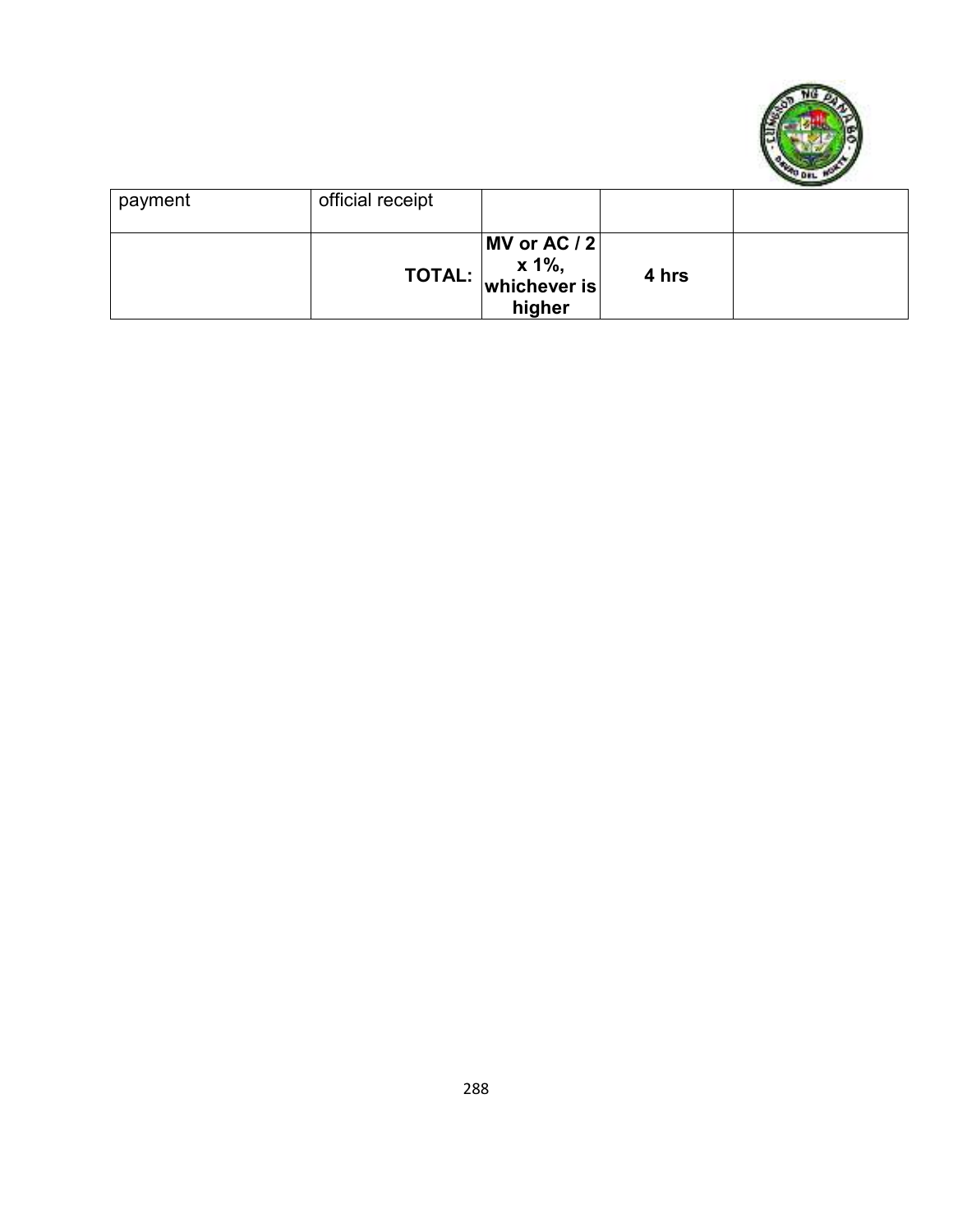| | | | | |
|---|---|---|---|---|
| payment | official receipt | | | |
| | **TOTAL:** | **MV or AC / 2 x 1%, whichever is higher** | **4 hrs** | |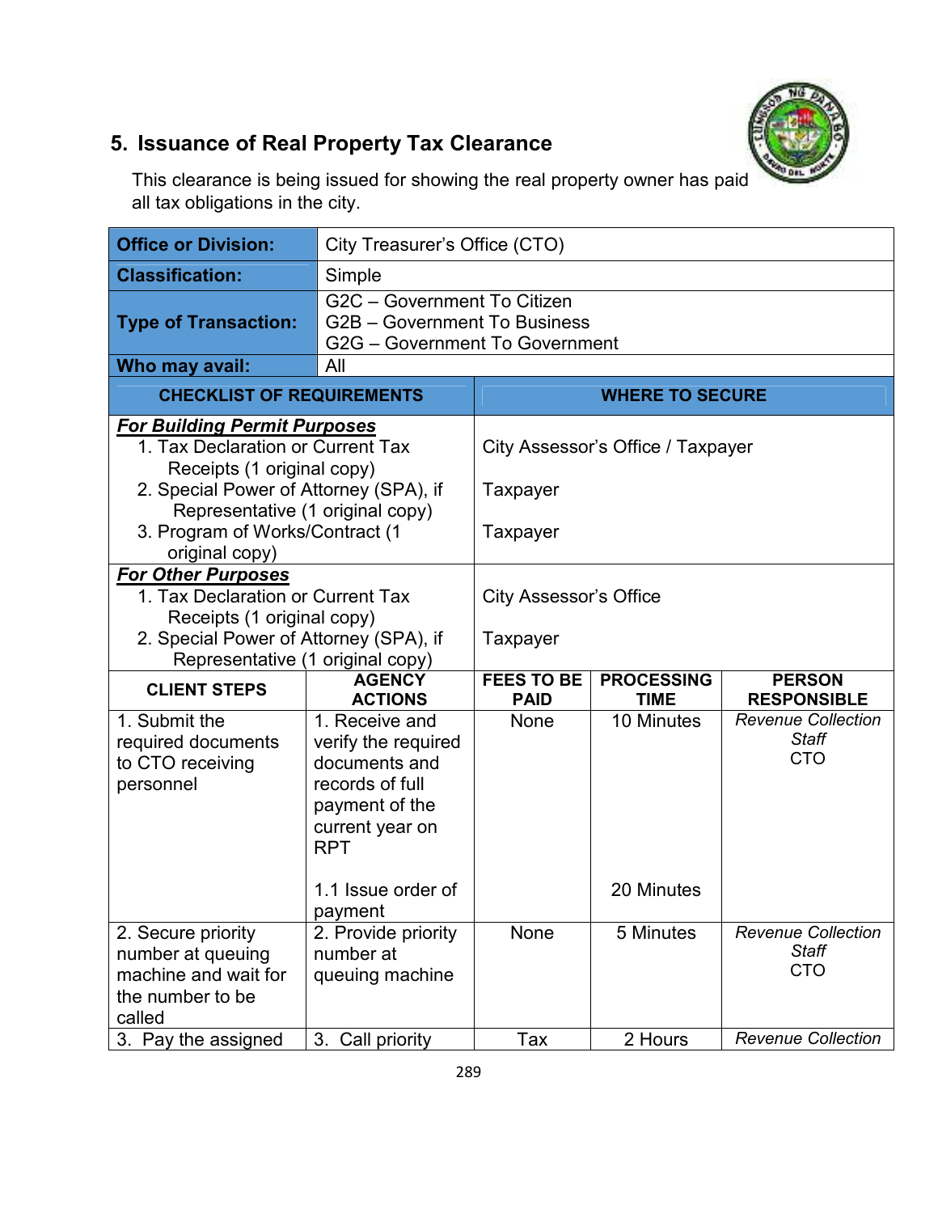## 5. Issuance of Real Property Tax Clearance

This clearance is being issued for showing the real property owner has paid all tax obligations in the city.

| **Office or Division:** | City Treasurer's Office (CTO) |
|---|---|
| **Classification:** | Simple |
| **Type of Transaction:** | G2C – Government To Citizen<br>G2B – Government To Business<br>G2G – Government To Government |
| **Who may avail:** | All |

| **CHECKLIST OF REQUIREMENTS** | **WHERE TO SECURE** |
|---|---|
| ***For Building Permit Purposes*** | |
| 1. Tax Declaration or Current Tax Receipts (1 original copy) | City Assessor's Office / Taxpayer |
| 2. Special Power of Attorney (SPA), if Representative (1 original copy) | Taxpayer |
| 3. Program of Works/Contract (1 original copy) | Taxpayer |
| ***For Other Purposes*** | |
| 1. Tax Declaration or Current Tax Receipts (1 original copy) | City Assessor's Office |
| 2. Special Power of Attorney (SPA), if Representative (1 original copy) | Taxpayer |

| CLIENT STEPS | AGENCY ACTIONS | FEES TO BE PAID | PROCESSING TIME | PERSON RESPONSIBLE |
|---|---|---|---|---|
| 1. Submit the required documents to CTO receiving personnel | 1. Receive and verify the required documents and records of full payment of the current year on RPT | None | 10 Minutes | *Revenue Collection Staff*<br>CTO |
| | 1.1 Issue order of payment | | 20 Minutes | |
| 2. Secure priority number at queuing machine and wait for the number to be called | 2. Provide priority number at queuing machine | None | 5 Minutes | *Revenue Collection Staff*<br>CTO |
| 3. Pay the assigned | 3. Call priority | Tax | 2 Hours | *Revenue Collection* |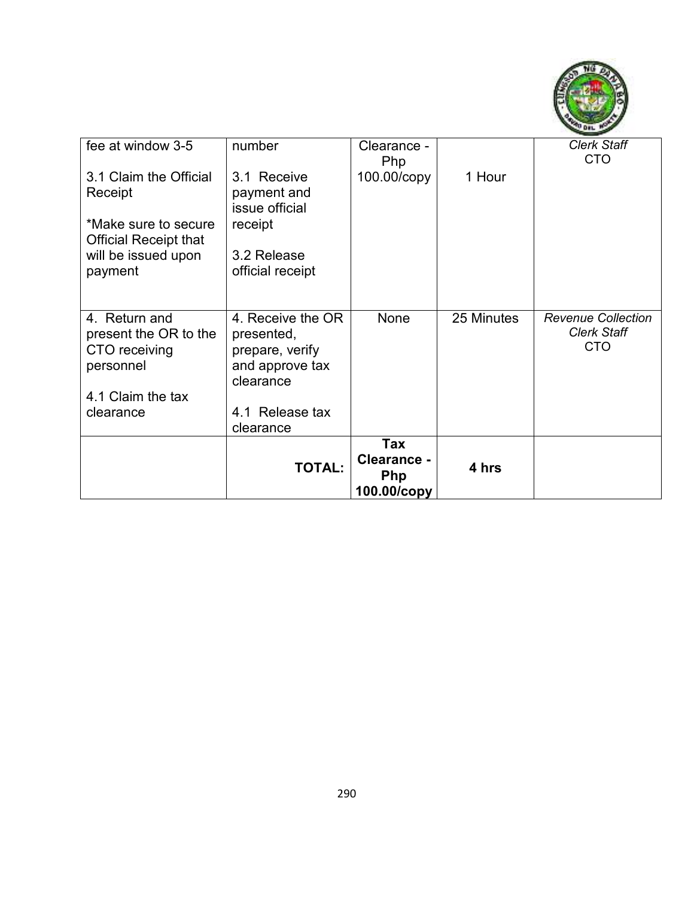| | | | | |
|---|---|---|---|---|
| fee at window 3-5<br><br>3.1 Claim the Official Receipt<br><br>*Make sure to secure Official Receipt that will be issued upon payment | number<br><br>3.1 Receive payment and issue official receipt<br><br>3.2 Release official receipt | Clearance - Php 100.00/copy | 1 Hour | *Clerk Staff*<br>CTO |
| 4. Return and present the OR to the CTO receiving personnel<br><br>4.1 Claim the tax clearance | 4. Receive the OR presented, prepare, verify and approve tax clearance<br><br>4.1 Release tax clearance | None | 25 Minutes | *Revenue Collection Clerk Staff*<br>CTO |
| | **TOTAL:** | **Tax Clearance - Php 100.00/copy** | **4 hrs** | |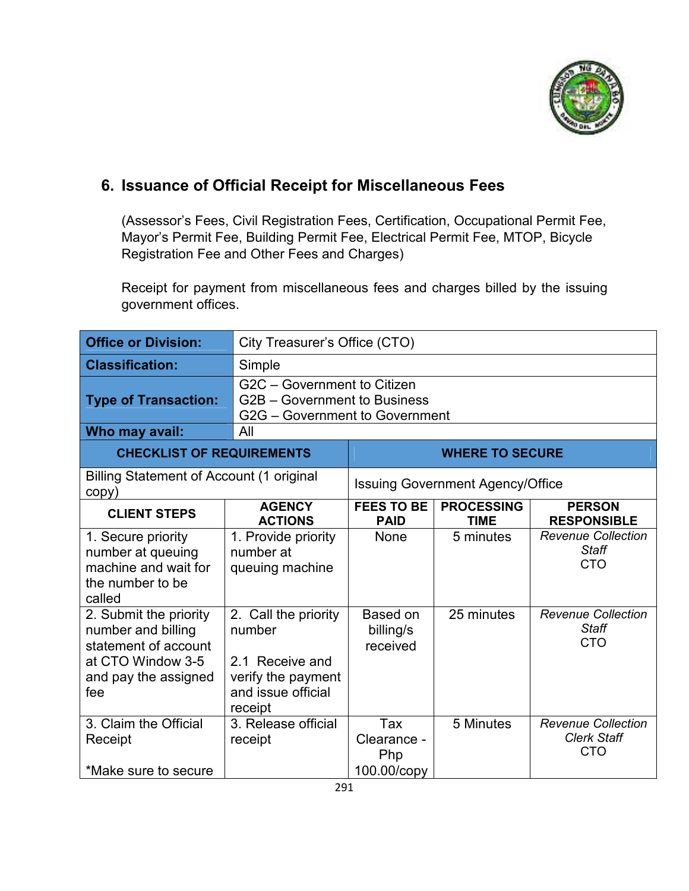## 6. Issuance of Official Receipt for Miscellaneous Fees

(Assessor's Fees, Civil Registration Fees, Certification, Occupational Permit Fee, Mayor's Permit Fee, Building Permit Fee, Electrical Permit Fee, MTOP, Bicycle Registration Fee and Other Fees and Charges)

Receipt for payment from miscellaneous fees and charges billed by the issuing government offices.

| | |
|---|---|
| **Office or Division:** | City Treasurer's Office (CTO) |
| **Classification:** | Simple |
| **Type of Transaction:** | G2C – Government to Citizen<br>G2B – Government to Business<br>G2G – Government to Government |
| **Who may avail:** | All |

| CHECKLIST OF REQUIREMENTS | WHERE TO SECURE |
|---|---|
| Billing Statement of Account (1 original copy) | Issuing Government Agency/Office |

| CLIENT STEPS | AGENCY ACTIONS | FEES TO BE PAID | PROCESSING TIME | PERSON RESPONSIBLE |
|---|---|---|---|---|
| 1. Secure priority number at queuing machine and wait for the number to be called | 1. Provide priority number at queuing machine | None | 5 minutes | *Revenue Collection Staff* CTO |
| 2. Submit the priority number and billing statement of account at CTO Window 3-5 and pay the assigned fee | 2. Call the priority number<br><br>2.1 Receive and verify the payment and issue official receipt | Based on billing/s received | 25 minutes | *Revenue Collection Staff* CTO |
| 3. Claim the Official Receipt<br><br>*Make sure to secure | 3. Release official receipt | Tax Clearance - Php 100.00/copy | 5 Minutes | *Revenue Collection Clerk Staff* CTO |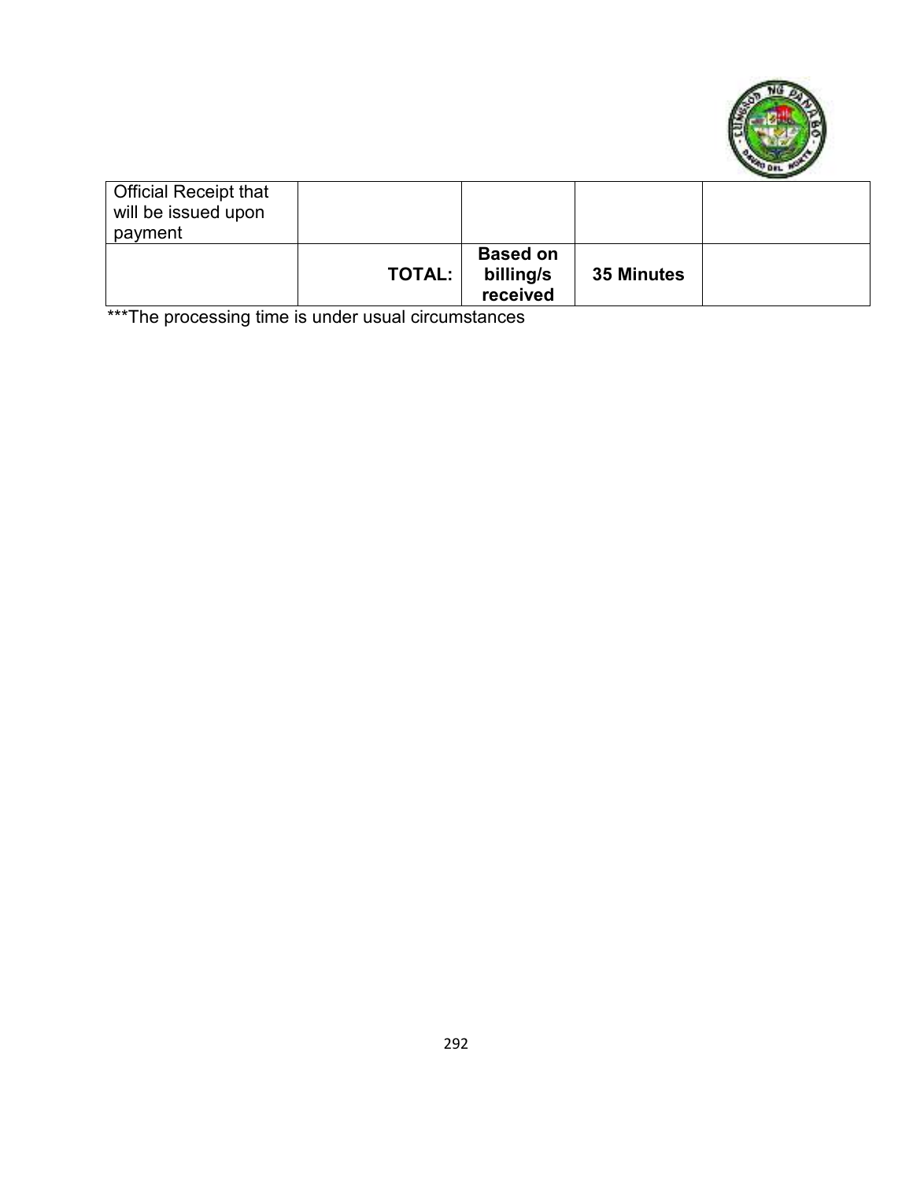| | | | | |
|---|---|---|---|---|
| Official Receipt that will be issued upon payment | | | | |
| | **TOTAL:** | **Based on billing/s received** | **35 Minutes** | |

***The processing time is under usual circumstances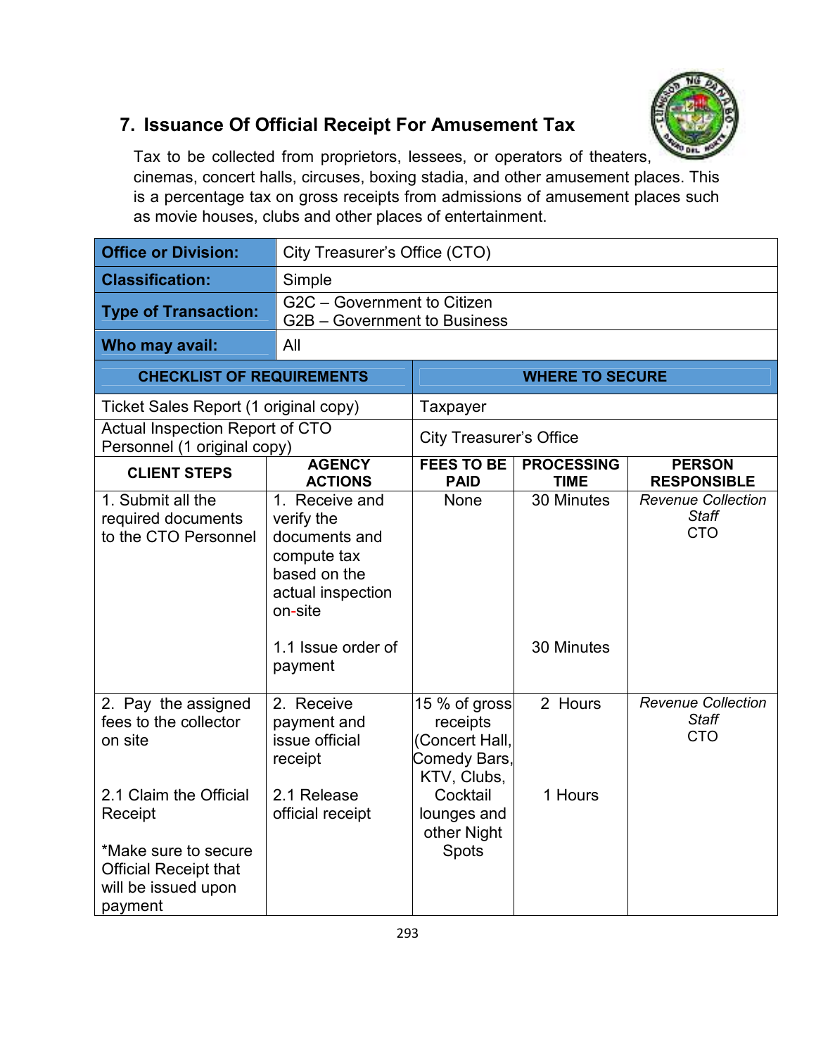## 7. Issuance Of Official Receipt For Amusement Tax

Tax to be collected from proprietors, lessees, or operators of theaters, cinemas, concert halls, circuses, boxing stadia, and other amusement places. This is a percentage tax on gross receipts from admissions of amusement places such as movie houses, clubs and other places of entertainment.

| **Office or Division:** | City Treasurer's Office (CTO) |
|---|---|
| **Classification:** | Simple |
| **Type of Transaction:** | G2C – Government to Citizen<br>G2B – Government to Business |
| **Who may avail:** | All |

| **CHECKLIST OF REQUIREMENTS** | **WHERE TO SECURE** |
|---|---|
| Ticket Sales Report (1 original copy) | Taxpayer |
| Actual Inspection Report of CTO Personnel (1 original copy) | City Treasurer's Office |

| **CLIENT STEPS** | **AGENCY ACTIONS** | **FEES TO BE PAID** | **PROCESSING TIME** | **PERSON RESPONSIBLE** |
|---|---|---|---|---|
| 1. Submit all the required documents to the CTO Personnel | 1. Receive and verify the documents and compute tax based on the actual inspection on-site<br><br>1.1 Issue order of payment | None | 30 Minutes<br><br>30 Minutes | *Revenue Collection Staff* CTO |
| 2. Pay the assigned fees to the collector on site<br><br>2.1 Claim the Official Receipt<br><br>*Make sure to secure Official Receipt that will be issued upon payment | 2. Receive payment and issue official receipt<br><br>2.1 Release official receipt | 15 % of gross receipts (Concert Hall, Comedy Bars, KTV, Clubs, Cocktail lounges and other Night Spots | 2 Hours<br><br>1 Hours | *Revenue Collection Staff* CTO |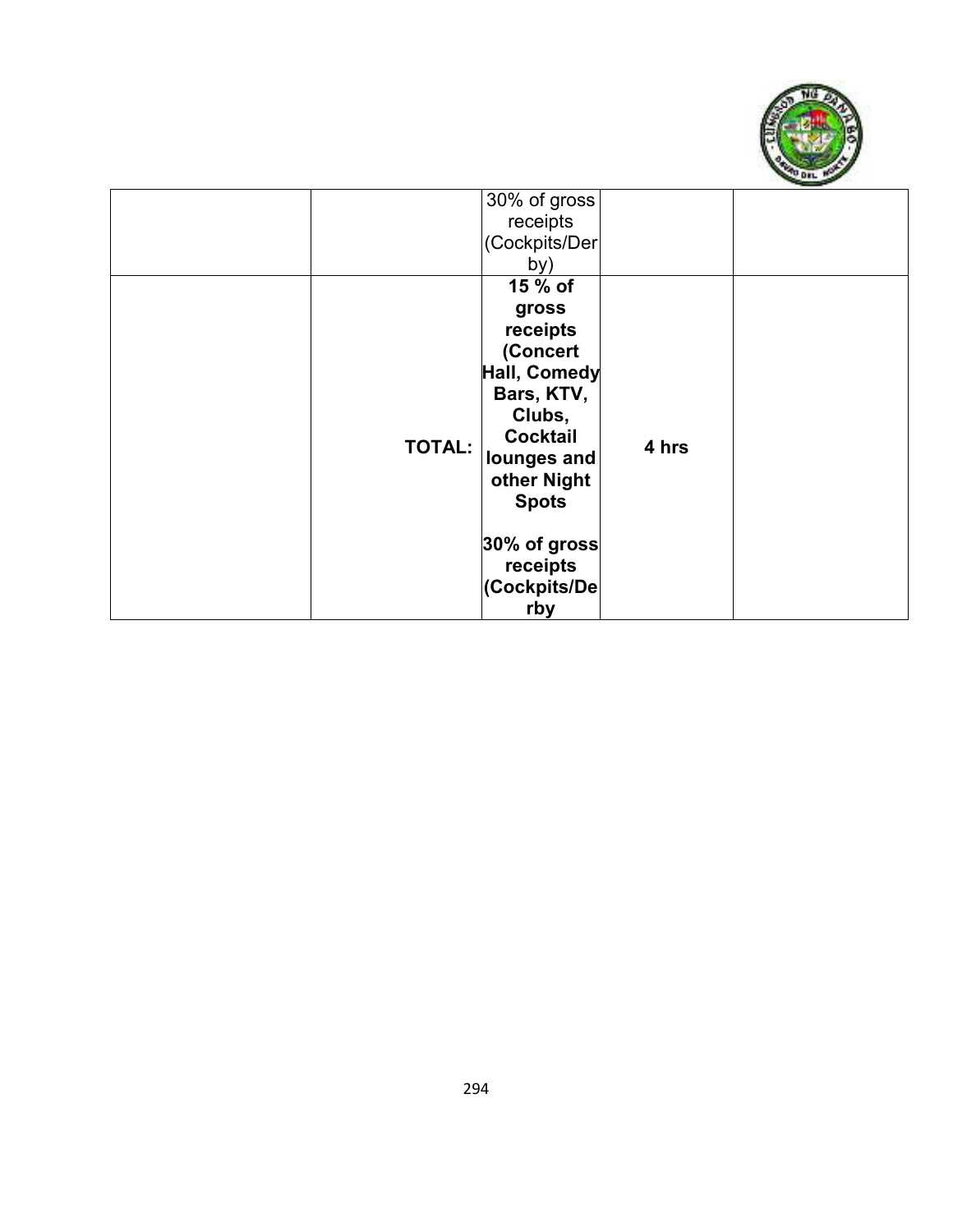| | | | | |
|---|---|---|---|---|
| | | 30% of gross receipts (Cockpits/Derby) | | |
| | **TOTAL:** | **15 % of gross receipts (Concert Hall, Comedy Bars, KTV, Clubs, Cocktail lounges and other Night Spots**<br><br>**30% of gross receipts (Cockpits/Derby** | **4 hrs** | |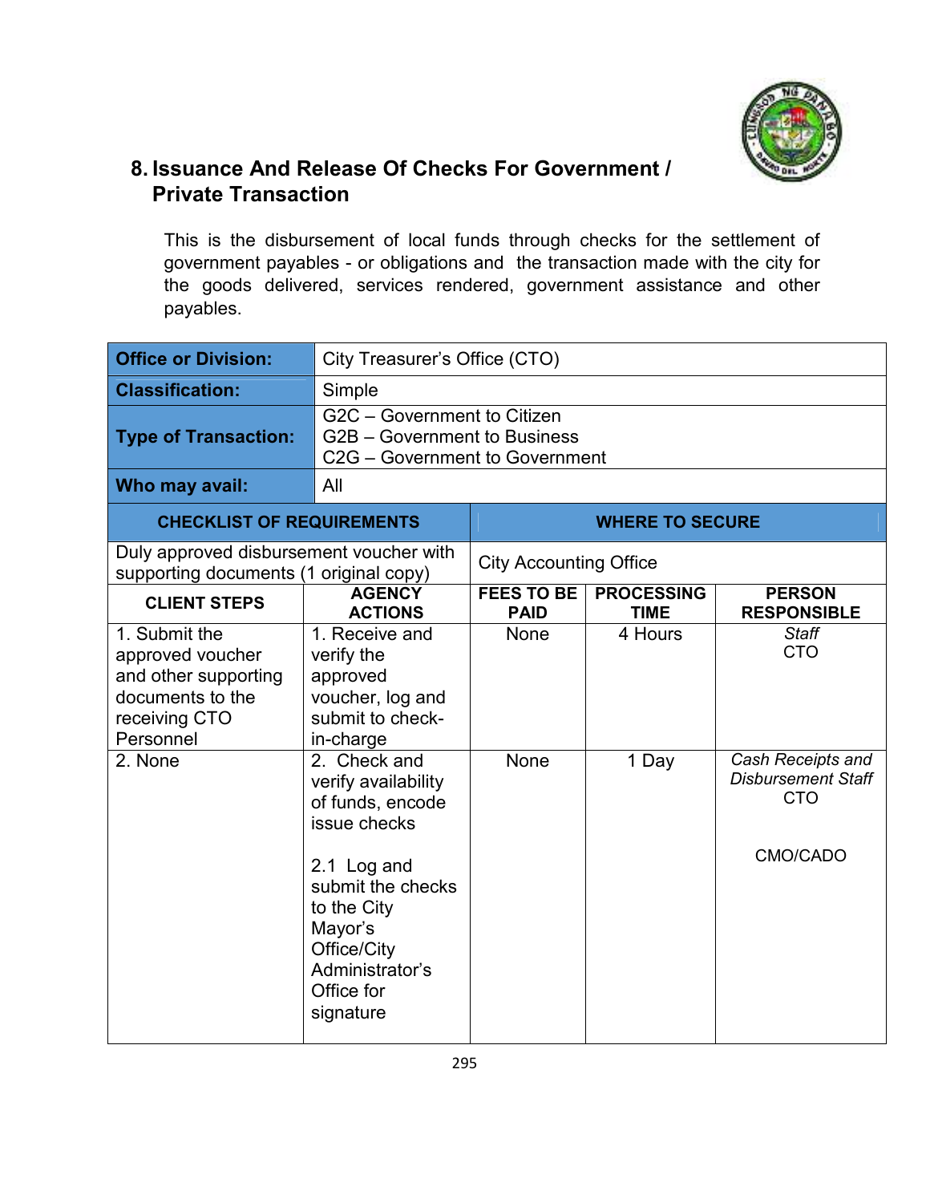## 8. Issuance And Release Of Checks For Government / Private Transaction

This is the disbursement of local funds through checks for the settlement of government payables - or obligations and the transaction made with the city for the goods delivered, services rendered, government assistance and other payables.

| **Office or Division:** | City Treasurer's Office (CTO) |
|---|---|
| **Classification:** | Simple |
| **Type of Transaction:** | G2C – Government to Citizen<br>G2B – Government to Business<br>C2G – Government to Government |
| **Who may avail:** | All |

| **CHECKLIST OF REQUIREMENTS** | **WHERE TO SECURE** |
|---|---|
| Duly approved disbursement voucher with supporting documents (1 original copy) | City Accounting Office |

| **CLIENT STEPS** | **AGENCY ACTIONS** | **FEES TO BE PAID** | **PROCESSING TIME** | **PERSON RESPONSIBLE** |
|---|---|---|---|---|
| 1. Submit the approved voucher and other supporting documents to the receiving CTO Personnel | 1. Receive and verify the approved voucher, log and submit to check-in-charge | None | 4 Hours | *Staff*<br>CTO |
| 2. None | 2. Check and verify availability of funds, encode issue checks<br><br>2.1 Log and submit the checks to the City Mayor's Office/City Administrator's Office for signature | None | 1 Day | *Cash Receipts and Disbursement Staff*<br>CTO<br><br>CMO/CADO |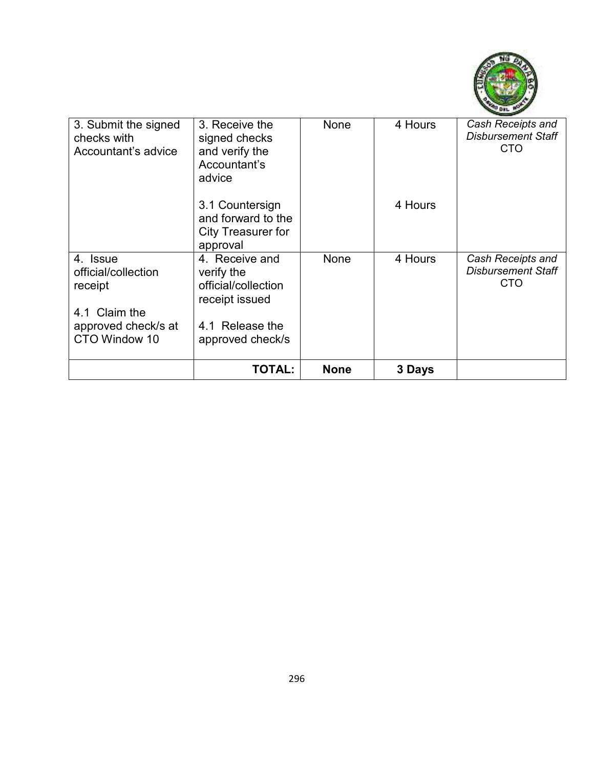| | | | | |
|---|---|---|---|---|
| 3. Submit the signed checks with Accountant's advice | 3. Receive the signed checks and verify the Accountant's advice<br><br>3.1 Countersign and forward to the City Treasurer for approval | None | 4 Hours<br><br>4 Hours | *Cash Receipts and Disbursement Staff* CTO |
| 4. Issue official/collection receipt<br><br>4.1 Claim the approved check/s at CTO Window 10 | 4. Receive and verify the official/collection receipt issued<br><br>4.1 Release the approved check/s | None | 4 Hours | *Cash Receipts and Disbursement Staff* CTO |
| | **TOTAL:** | **None** | **3 Days** | |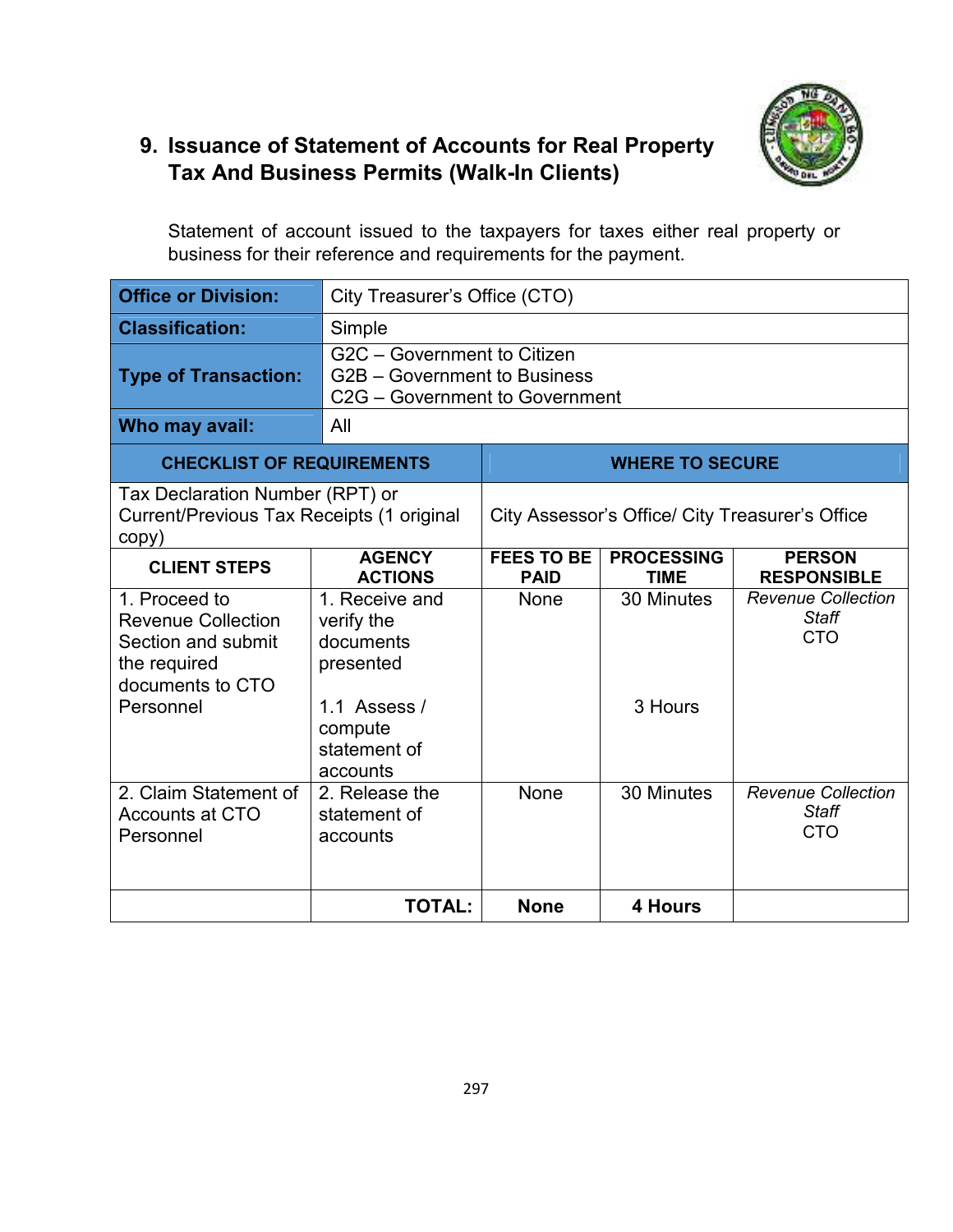## 9. Issuance of Statement of Accounts for Real Property Tax And Business Permits (Walk-In Clients)

Statement of account issued to the taxpayers for taxes either real property or business for their reference and requirements for the payment.

| **Office or Division:** | City Treasurer's Office (CTO) |
|---|---|
| **Classification:** | Simple |
| **Type of Transaction:** | G2C – Government to Citizen<br>G2B – Government to Business<br>C2G – Government to Government |
| **Who may avail:** | All |

| **CHECKLIST OF REQUIREMENTS** | **WHERE TO SECURE** |
|---|---|
| Tax Declaration Number (RPT) or Current/Previous Tax Receipts (1 original copy) | City Assessor's Office/ City Treasurer's Office |

| **CLIENT STEPS** | **AGENCY ACTIONS** | **FEES TO BE PAID** | **PROCESSING TIME** | **PERSON RESPONSIBLE** |
|---|---|---|---|---|
| 1. Proceed to Revenue Collection Section and submit the required documents to CTO Personnel | 1. Receive and verify the documents presented | None | 30 Minutes | *Revenue Collection Staff*<br>CTO |
| | 1.1 Assess / compute statement of accounts | | 3 Hours | |
| 2. Claim Statement of Accounts at CTO Personnel | 2. Release the statement of accounts | None | 30 Minutes | *Revenue Collection Staff*<br>CTO |
| | **TOTAL:** | **None** | **4 Hours** | |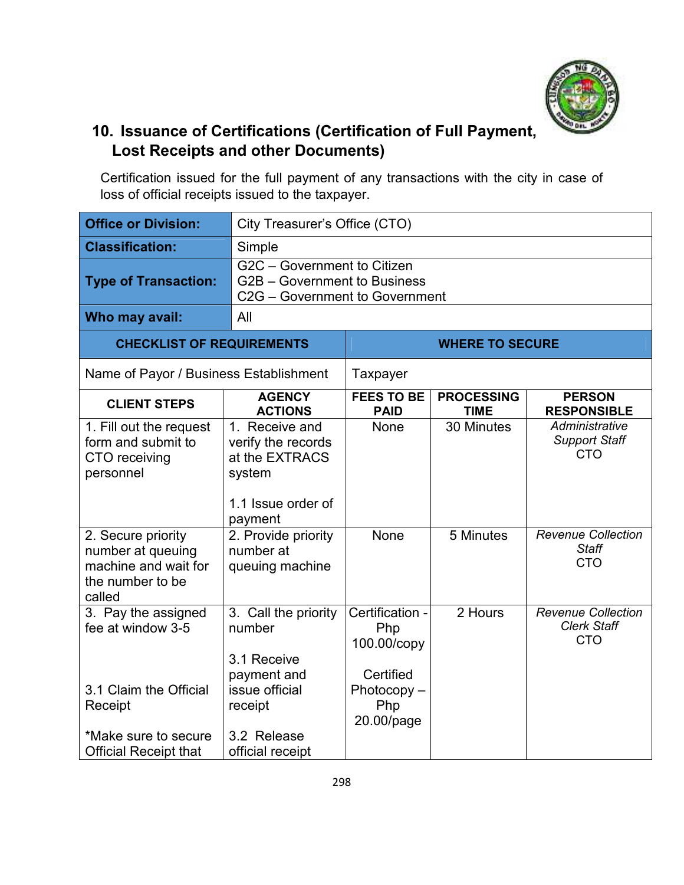## 10. Issuance of Certifications (Certification of Full Payment, Lost Receipts and other Documents)

Certification issued for the full payment of any transactions with the city in case of loss of official receipts issued to the taxpayer.

| **Office or Division:** | City Treasurer's Office (CTO) |
|---|---|
| **Classification:** | Simple |
| **Type of Transaction:** | G2C – Government to Citizen<br>G2B – Government to Business<br>C2G – Government to Government |
| **Who may avail:** | All |

| **CHECKLIST OF REQUIREMENTS** | **WHERE TO SECURE** |
|---|---|
| Name of Payor / Business Establishment | Taxpayer |

| **CLIENT STEPS** | **AGENCY ACTIONS** | **FEES TO BE PAID** | **PROCESSING TIME** | **PERSON RESPONSIBLE** |
|---|---|---|---|---|
| 1. Fill out the request form and submit to CTO receiving personnel | 1. Receive and verify the records at the EXTRACS system<br><br>1.1 Issue order of payment | None | 30 Minutes | *Administrative Support Staff*<br>CTO |
| 2. Secure priority number at queuing machine and wait for the number to be called | 2. Provide priority number at queuing machine | None | 5 Minutes | *Revenue Collection Staff*<br>CTO |
| 3. Pay the assigned fee at window 3-5<br><br>3.1 Claim the Official Receipt<br><br>*Make sure to secure Official Receipt that | 3. Call the priority number<br><br>3.1 Receive payment and issue official receipt<br><br>3.2 Release official receipt | Certification - Php 100.00/copy<br><br>Certified Photocopy – Php 20.00/page | 2 Hours | *Revenue Collection Clerk Staff*<br>CTO |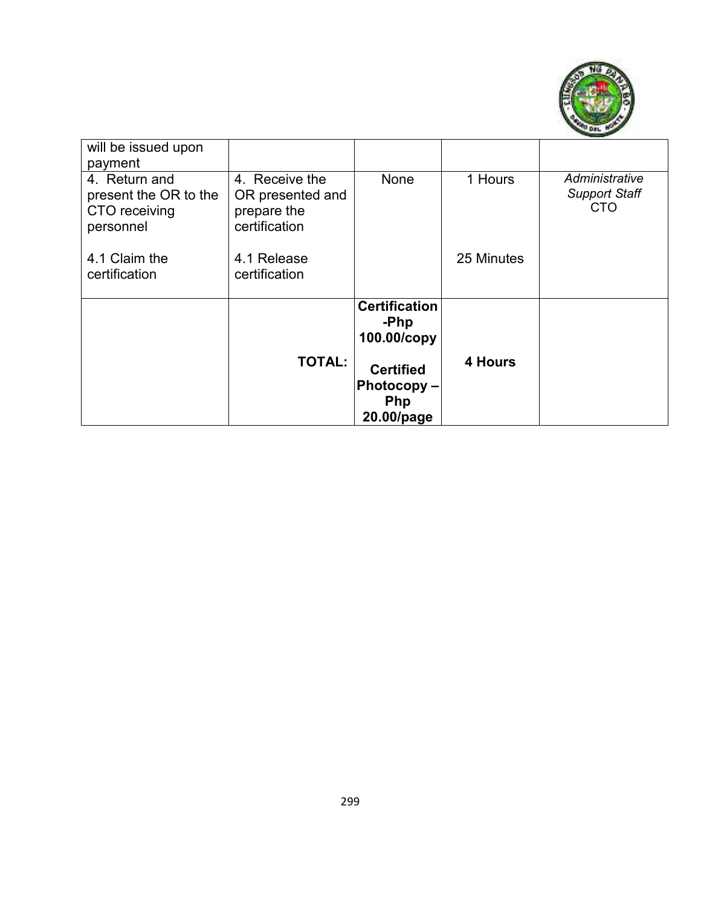| | | | | |
|---|---|---|---|---|
| will be issued upon payment | | | | |
| 4. Return and present the OR to the CTO receiving personnel<br><br>4.1 Claim the certification | 4. Receive the OR presented and prepare the certification<br><br>4.1 Release certification | None | 1 Hours<br><br>25 Minutes | *Administrative Support Staff* CTO |
| | **TOTAL:** | **Certification -Php 100.00/copy**<br><br>**Certified Photocopy – Php 20.00/page** | **4 Hours** | |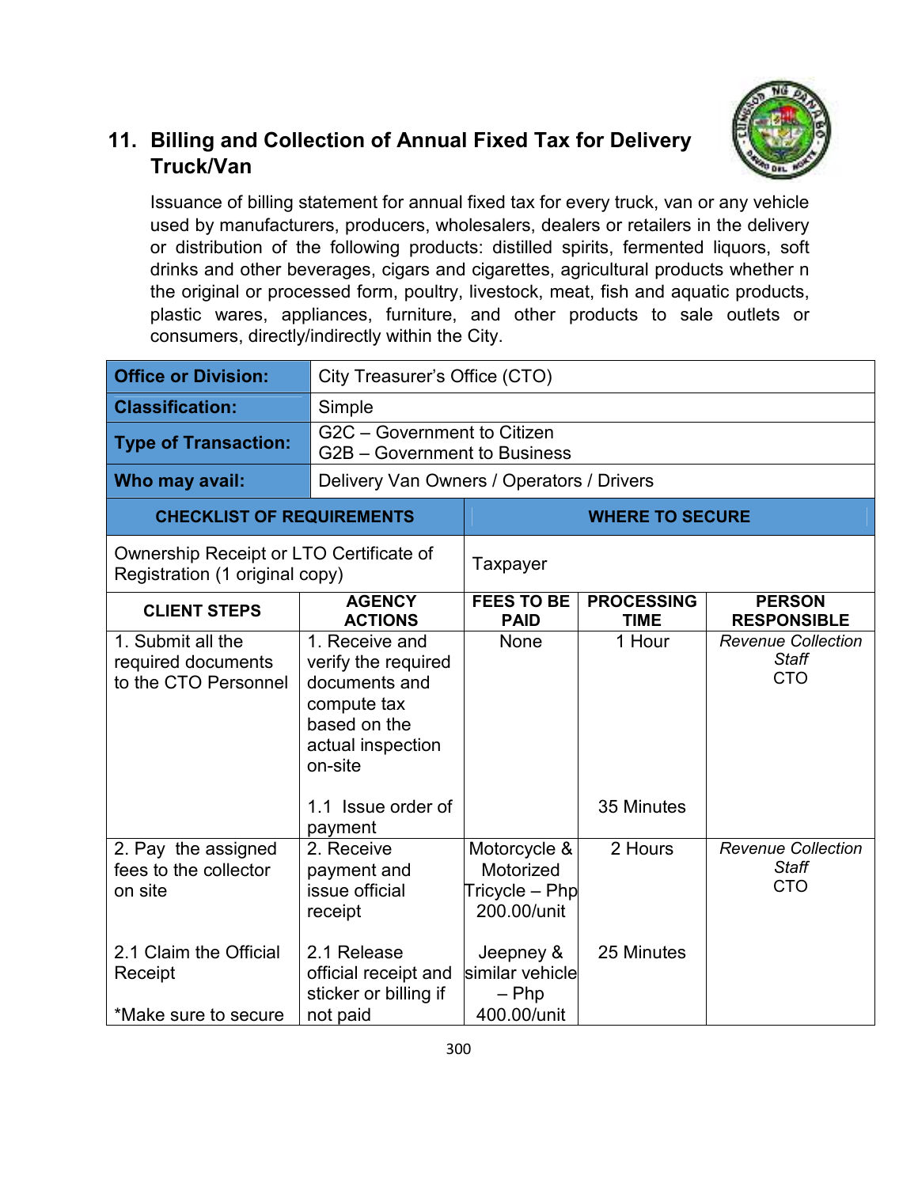## 11. Billing and Collection of Annual Fixed Tax for Delivery Truck/Van

Issuance of billing statement for annual fixed tax for every truck, van or any vehicle used by manufacturers, producers, wholesalers, dealers or retailers in the delivery or distribution of the following products: distilled spirits, fermented liquors, soft drinks and other beverages, cigars and cigarettes, agricultural products whether n the original or processed form, poultry, livestock, meat, fish and aquatic products, plastic wares, appliances, furniture, and other products to sale outlets or consumers, directly/indirectly within the City.

| **Office or Division:** | City Treasurer's Office (CTO) |
|---|---|
| **Classification:** | Simple |
| **Type of Transaction:** | G2C – Government to Citizen<br>G2B – Government to Business |
| **Who may avail:** | Delivery Van Owners / Operators / Drivers |

| CHECKLIST OF REQUIREMENTS | WHERE TO SECURE |
|---|---|
| Ownership Receipt or LTO Certificate of Registration (1 original copy) | Taxpayer |

| CLIENT STEPS | AGENCY ACTIONS | FEES TO BE PAID | PROCESSING TIME | PERSON RESPONSIBLE |
|---|---|---|---|---|
| 1. Submit all the required documents to the CTO Personnel | 1. Receive and verify the required documents and compute tax based on the actual inspection on-site<br><br>1.1 Issue order of payment | None | 1 Hour<br><br>35 Minutes | *Revenue Collection Staff*<br>CTO |
| 2. Pay the assigned fees to the collector on site<br><br>2.1 Claim the Official Receipt<br><br>*Make sure to secure | 2. Receive payment and issue official receipt<br><br>2.1 Release official receipt and sticker or billing if not paid | Motorcycle & Motorized Tricycle – Php 200.00/unit<br><br>Jeepney & similar vehicle – Php 400.00/unit | 2 Hours<br><br>25 Minutes | *Revenue Collection Staff*<br>CTO |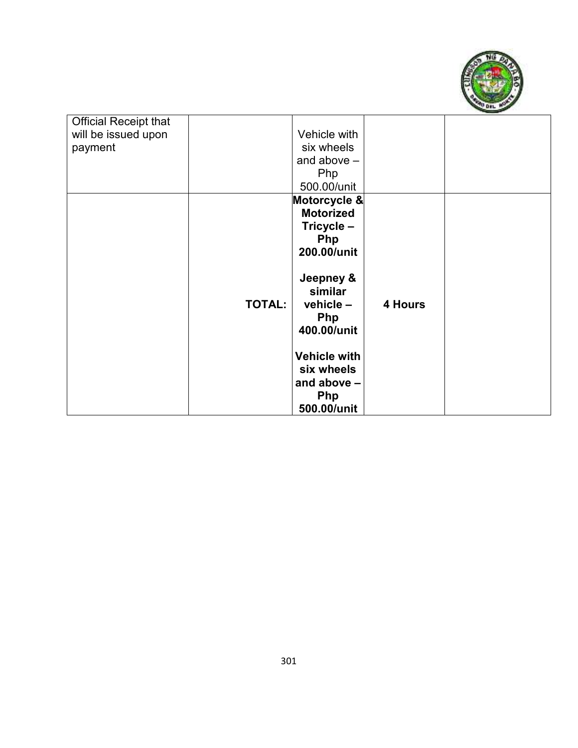| | | | | |
|---|---|---|---|---|
| Official Receipt that will be issued upon payment | | Vehicle with six wheels and above – Php 500.00/unit | | |
| | **TOTAL:** | **Motorcycle & Motorized Tricycle – Php 200.00/unit**<br><br>**Jeepney & similar vehicle – Php 400.00/unit**<br><br>**Vehicle with six wheels and above – Php 500.00/unit** | **4 Hours** | |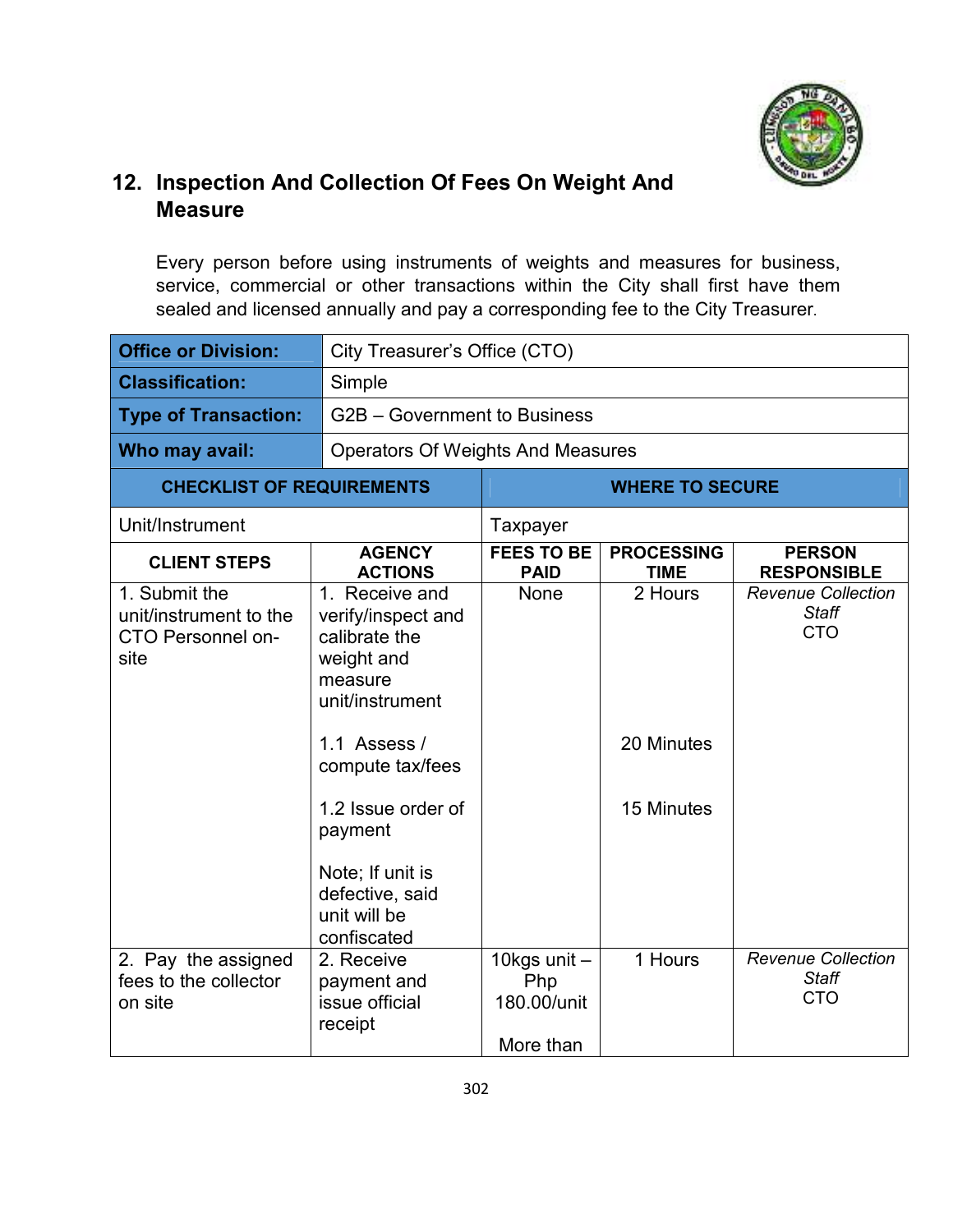## 12. Inspection And Collection Of Fees On Weight And Measure

Every person before using instruments of weights and measures for business, service, commercial or other transactions within the City shall first have them sealed and licensed annually and pay a corresponding fee to the City Treasurer.

| **Office or Division:** | City Treasurer's Office (CTO) | | | |
|---|---|---|---|---|
| **Classification:** | Simple | | | |
| **Type of Transaction:** | G2B – Government to Business | | | |
| **Who may avail:** | Operators Of Weights And Measures | | | |
| **CHECKLIST OF REQUIREMENTS** | | **WHERE TO SECURE** | | |
| Unit/Instrument | | Taxpayer | | |
| **CLIENT STEPS** | **AGENCY ACTIONS** | **FEES TO BE PAID** | **PROCESSING TIME** | **PERSON RESPONSIBLE** |
| 1. Submit the unit/instrument to the CTO Personnel on-site | 1. Receive and verify/inspect and calibrate the weight and measure unit/instrument | None | 2 Hours | *Revenue Collection Staff* CTO |
| | 1.1 Assess / compute tax/fees | | 20 Minutes | |
| | 1.2 Issue order of payment | | 15 Minutes | |
| | Note; If unit is defective, said unit will be confiscated | | | |
| 2. Pay the assigned fees to the collector on site | 2. Receive payment and issue official receipt | 10kgs unit – Php 180.00/unit<br><br>More than | 1 Hours | *Revenue Collection Staff* CTO |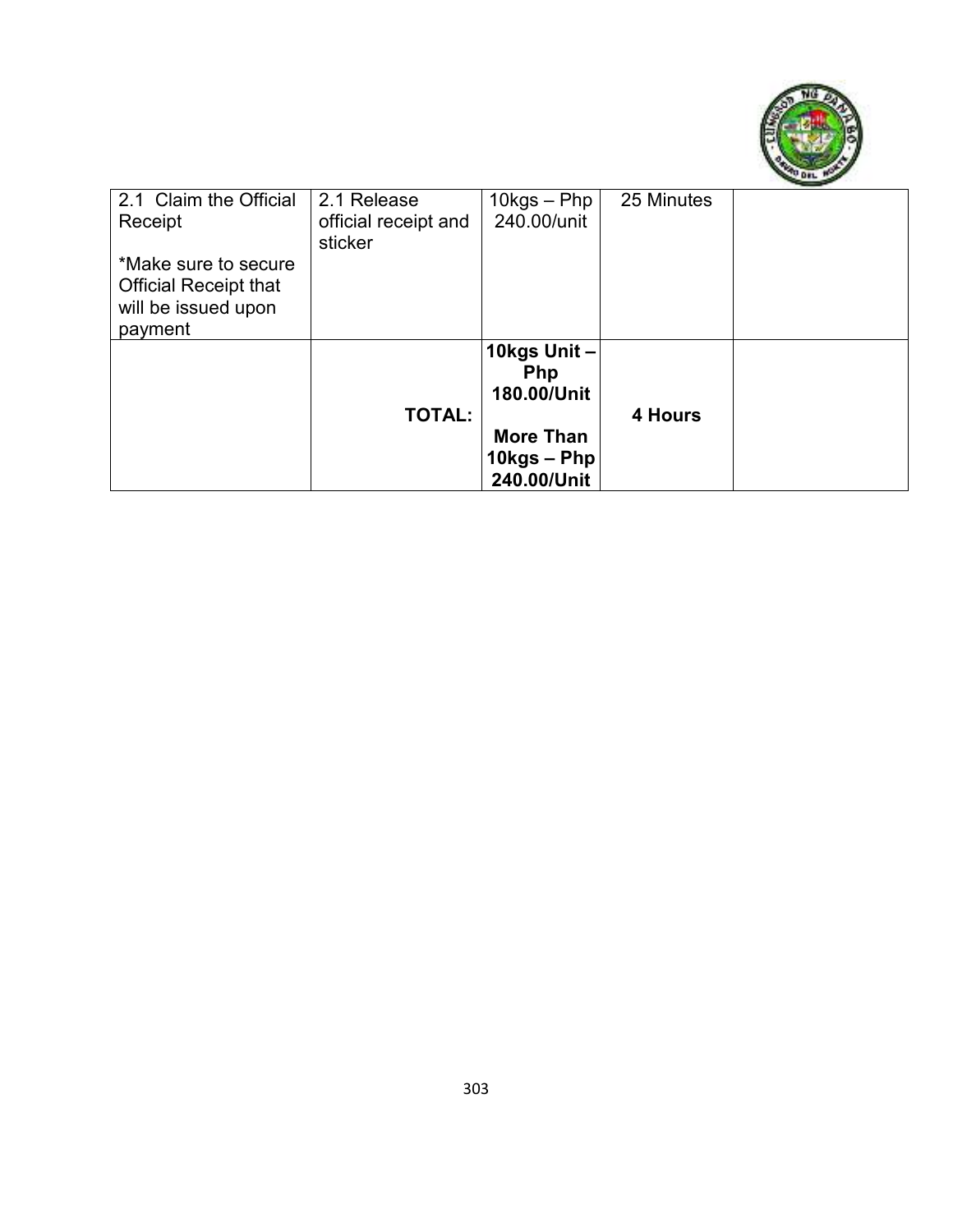| | | | | |
|---|---|---|---|---|
| 2.1 Claim the Official Receipt<br><br>*Make sure to secure Official Receipt that will be issued upon payment | 2.1 Release official receipt and sticker | 10kgs – Php 240.00/unit | 25 Minutes | |
| | **TOTAL:** | **10kgs Unit – Php 180.00/Unit**<br><br>**More Than 10kgs – Php 240.00/Unit** | **4 Hours** | |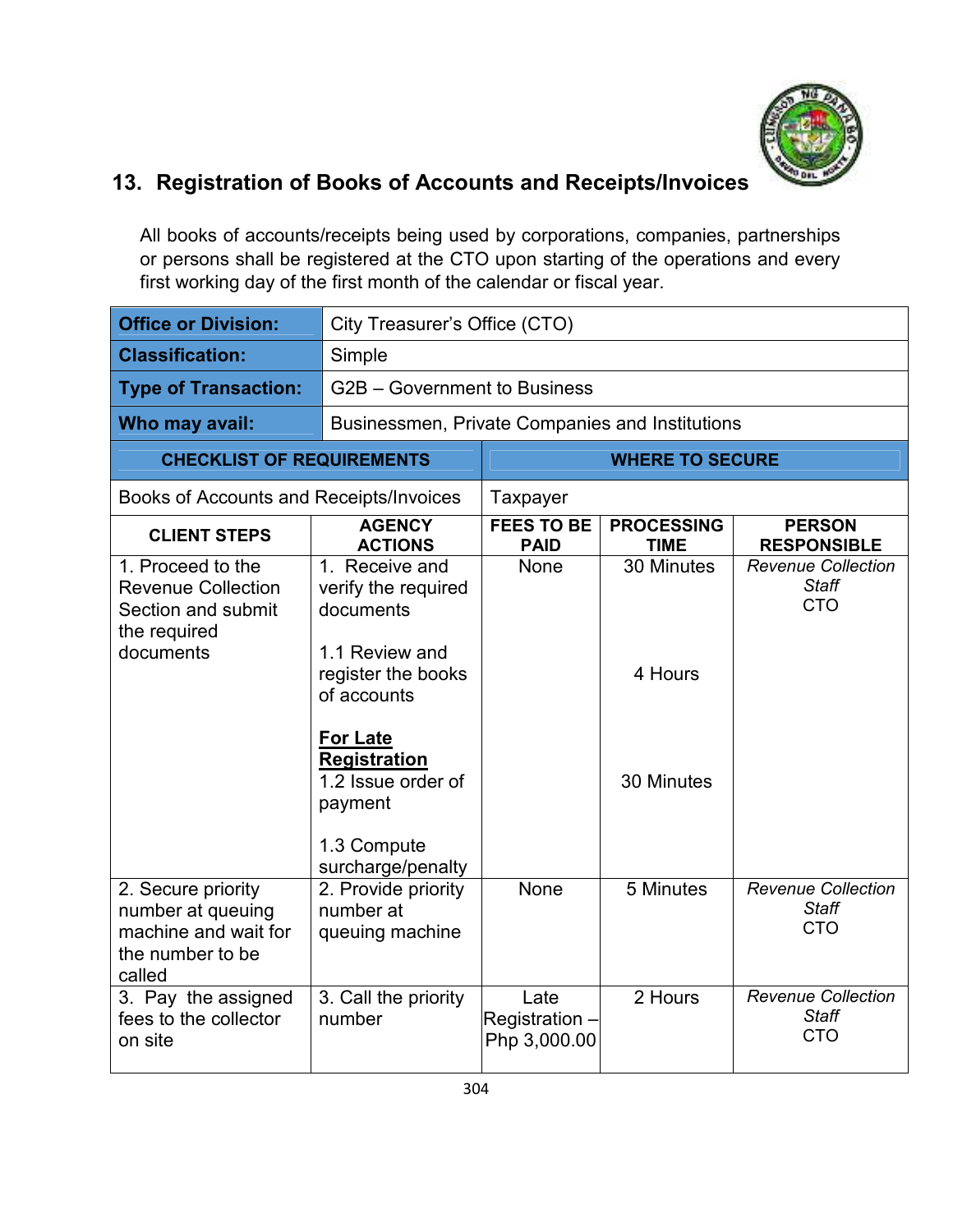## 13. Registration of Books of Accounts and Receipts/Invoices

All books of accounts/receipts being used by corporations, companies, partnerships or persons shall be registered at the CTO upon starting of the operations and every first working day of the first month of the calendar or fiscal year.

| **Office or Division:** | City Treasurer's Office (CTO) |
|---|---|
| **Classification:** | Simple |
| **Type of Transaction:** | G2B – Government to Business |
| **Who may avail:** | Businessmen, Private Companies and Institutions |

| **CHECKLIST OF REQUIREMENTS** | **WHERE TO SECURE** |
|---|---|
| Books of Accounts and Receipts/Invoices | Taxpayer |

| **CLIENT STEPS** | **AGENCY ACTIONS** | **FEES TO BE PAID** | **PROCESSING TIME** | **PERSON RESPONSIBLE** |
|---|---|---|---|---|
| 1. Proceed to the Revenue Collection Section and submit the required documents | 1. Receive and verify the required documents<br><br>1.1 Review and register the books of accounts<br><br>**For Late Registration**<br>1.2 Issue order of payment<br><br>1.3 Compute surcharge/penalty | None | 30 Minutes<br><br>4 Hours<br><br>30 Minutes | *Revenue Collection Staff*<br>CTO |
| 2. Secure priority number at queuing machine and wait for the number to be called | 2. Provide priority number at queuing machine | None | 5 Minutes | *Revenue Collection Staff*<br>CTO |
| 3. Pay the assigned fees to the collector on site | 3. Call the priority number | Late Registration – Php 3,000.00 | 2 Hours | *Revenue Collection Staff*<br>CTO |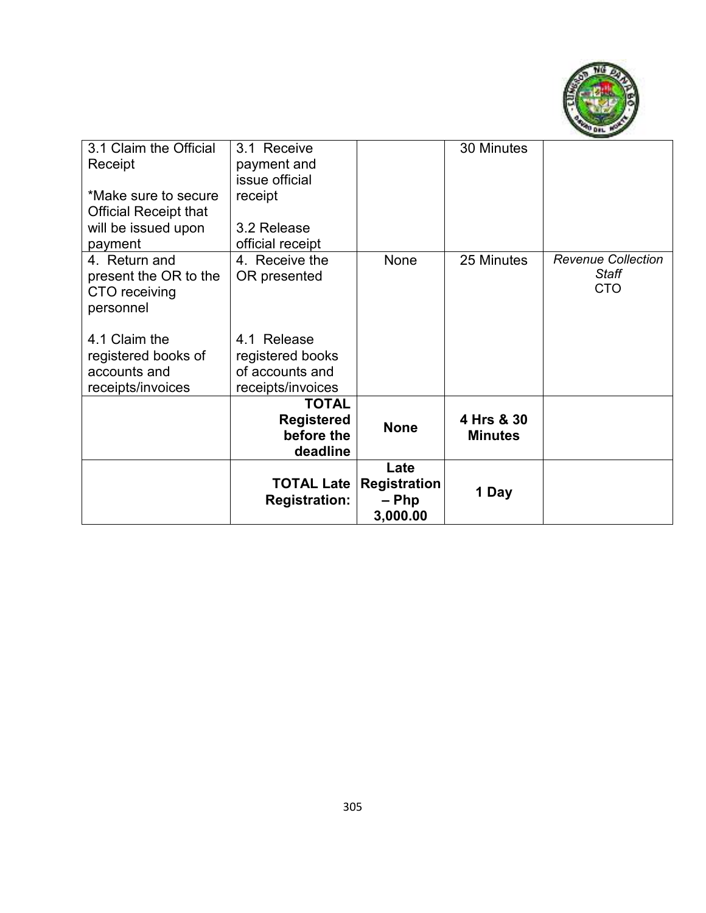| | | | | |
|---|---|---|---|---|
| 3.1 Claim the Official Receipt<br><br>*Make sure to secure Official Receipt that will be issued upon payment | 3.1 Receive payment and issue official receipt<br><br>3.2 Release official receipt | | 30 Minutes | |
| 4. Return and present the OR to the CTO receiving personnel<br><br>4.1 Claim the registered books of accounts and receipts/invoices | 4. Receive the OR presented<br><br>4.1 Release registered books of accounts and receipts/invoices | None | 25 Minutes | *Revenue Collection Staff*<br>CTO |
| | **TOTAL Registered before the deadline** | **None** | **4 Hrs & 30 Minutes** | |
| | **TOTAL Late Registration:** | **Late Registration – Php 3,000.00** | **1 Day** | |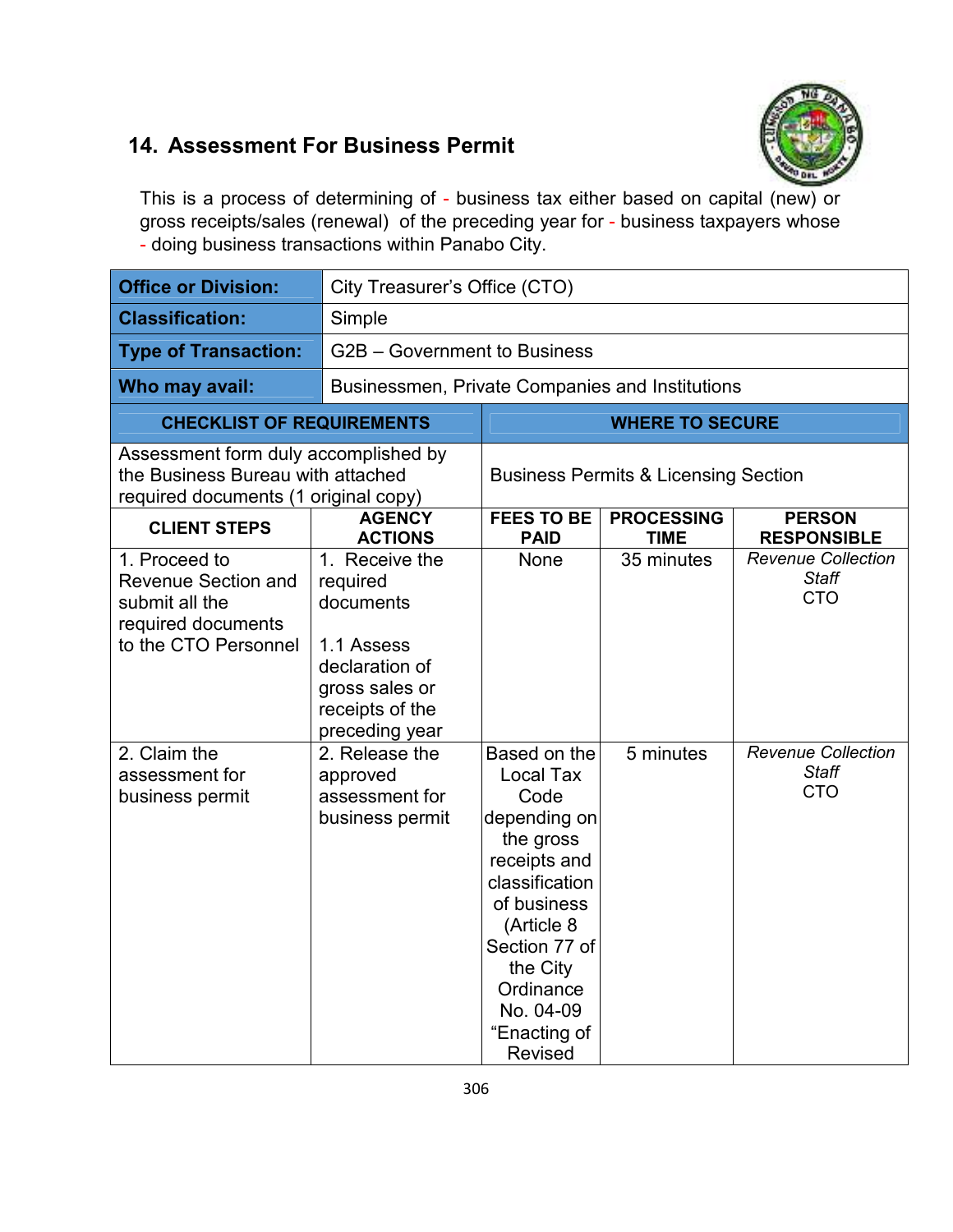## 14. Assessment For Business Permit

This is a process of determining of - business tax either based on capital (new) or gross receipts/sales (renewal) of the preceding year for - business taxpayers whose - doing business transactions within Panabo City.

| **Office or Division:** | City Treasurer's Office (CTO) | | | |
|---|---|---|---|---|
| **Classification:** | Simple | | | |
| **Type of Transaction:** | G2B – Government to Business | | | |
| **Who may avail:** | Businessmen, Private Companies and Institutions | | | |
| **CHECKLIST OF REQUIREMENTS** | | **WHERE TO SECURE** | | |
| Assessment form duly accomplished by the Business Bureau with attached required documents (1 original copy) | | Business Permits & Licensing Section | | |
| **CLIENT STEPS** | **AGENCY ACTIONS** | **FEES TO BE PAID** | **PROCESSING TIME** | **PERSON RESPONSIBLE** |
| 1. Proceed to Revenue Section and submit all the required documents to the CTO Personnel | 1. Receive the required documents<br><br>1.1 Assess declaration of gross sales or receipts of the preceding year | None | 35 minutes | *Revenue Collection Staff*<br>CTO |
| 2. Claim the assessment for business permit | 2. Release the approved assessment for business permit | Based on the Local Tax Code depending on the gross receipts and classification of business (Article 8 Section 77 of the City Ordinance No. 04-09 "Enacting of Revised | 5 minutes | *Revenue Collection Staff*<br>CTO |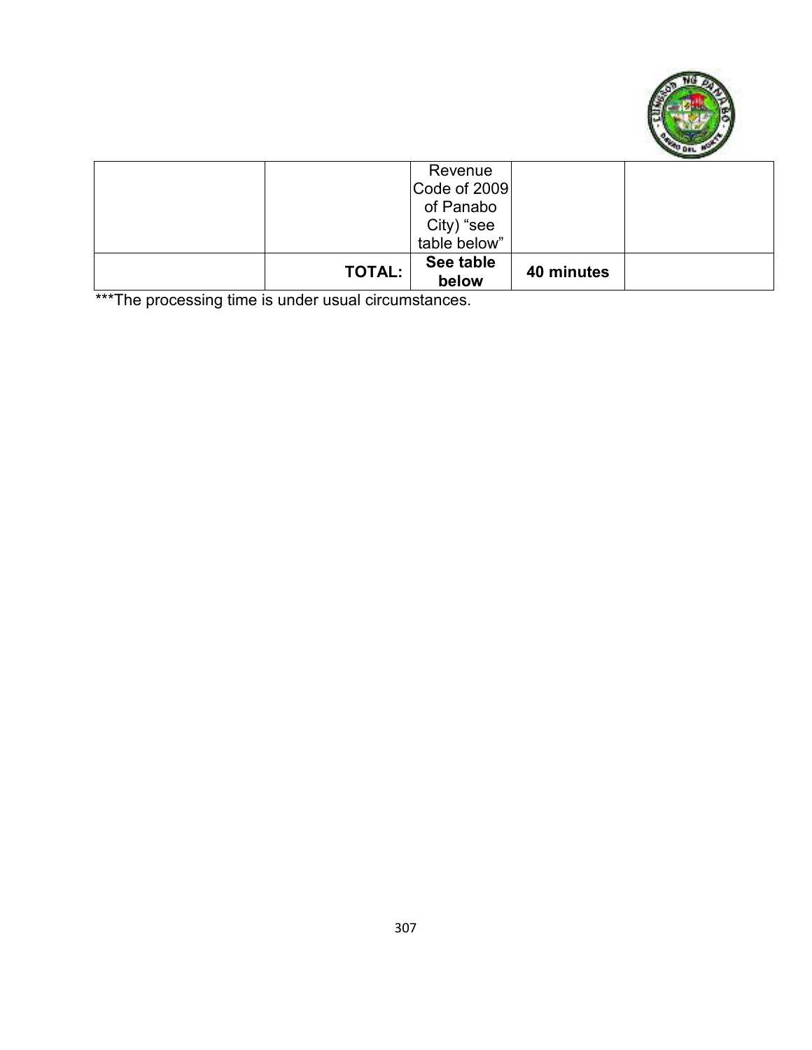| | | | | |
|---|---|---|---|---|
| | | Revenue Code of 2009 of Panabo City) "see table below" | | |
| | **TOTAL:** | **See table below** | **40 minutes** | |

***The processing time is under usual circumstances.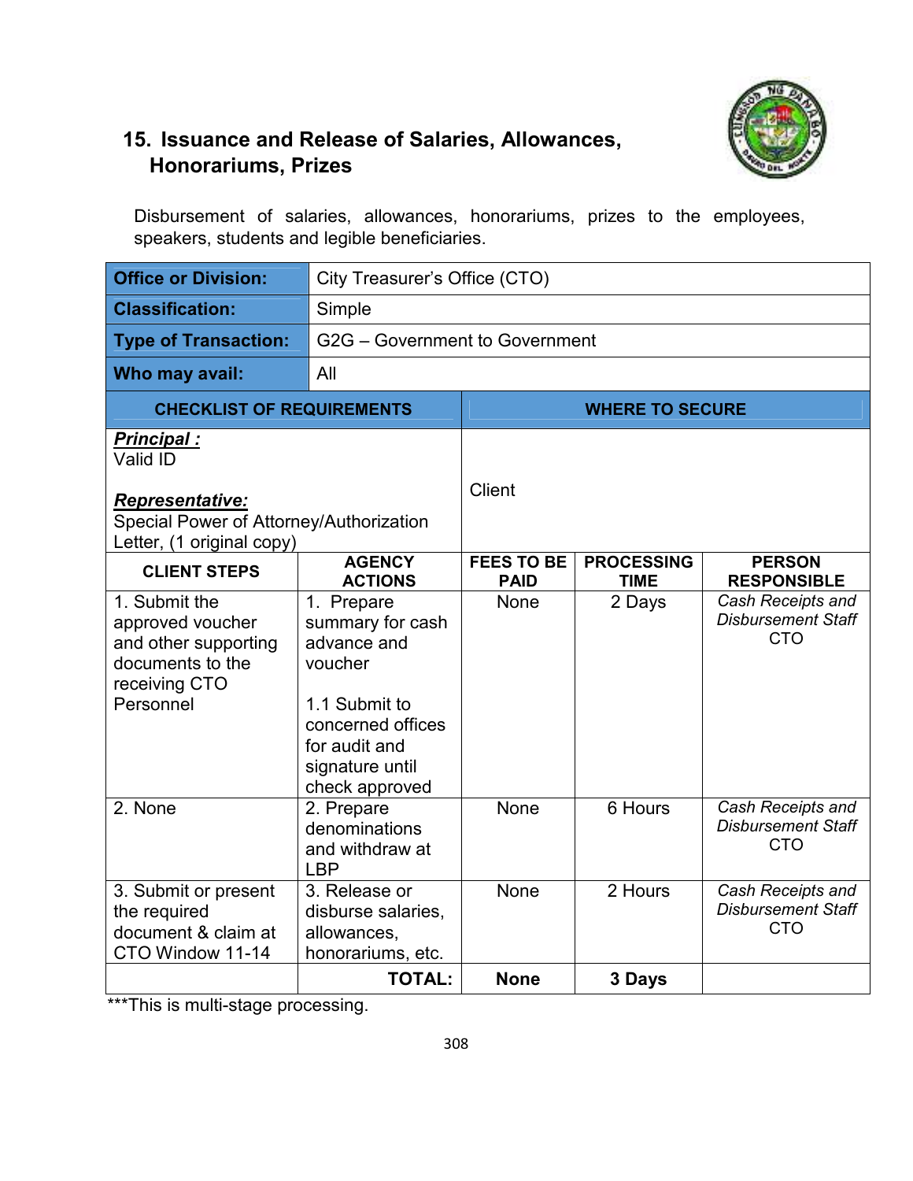## 15. Issuance and Release of Salaries, Allowances, Honorariums, Prizes

Disbursement of salaries, allowances, honorariums, prizes to the employees, speakers, students and legible beneficiaries.

| **Office or Division:** | City Treasurer's Office (CTO) |
|---|---|
| **Classification:** | Simple |
| **Type of Transaction:** | G2G – Government to Government |
| **Who may avail:** | All |

| CHECKLIST OF REQUIREMENTS | WHERE TO SECURE |
|---|---|
| ***Principal :***<br>Valid ID<br><br>***Representative:***<br>Special Power of Attorney/Authorization Letter, (1 original copy) | Client |

| CLIENT STEPS | AGENCY ACTIONS | FEES TO BE PAID | PROCESSING TIME | PERSON RESPONSIBLE |
|---|---|---|---|---|
| 1. Submit the approved voucher and other supporting documents to the receiving CTO Personnel | 1. Prepare summary for cash advance and voucher<br><br>1.1 Submit to concerned offices for audit and signature until check approved | None | 2 Days | *Cash Receipts and Disbursement Staff* CTO |
| 2. None | 2. Prepare denominations and withdraw at LBP | None | 6 Hours | *Cash Receipts and Disbursement Staff* CTO |
| 3. Submit or present the required document & claim at CTO Window 11-14 | 3. Release or disburse salaries, allowances, honorariums, etc. | None | 2 Hours | *Cash Receipts and Disbursement Staff* CTO |
| | **TOTAL:** | **None** | **3 Days** | |

***This is multi-stage processing.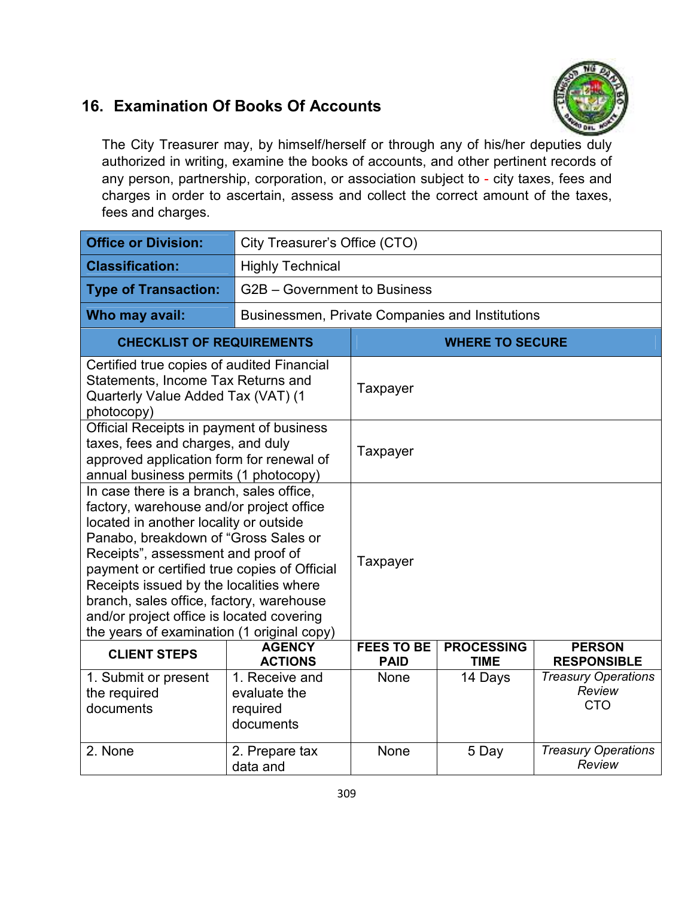## 16. Examination Of Books Of Accounts

The City Treasurer may, by himself/herself or through any of his/her deputies duly authorized in writing, examine the books of accounts, and other pertinent records of any person, partnership, corporation, or association subject to - city taxes, fees and charges in order to ascertain, assess and collect the correct amount of the taxes, fees and charges.

| **Office or Division:** | City Treasurer's Office (CTO) |
|---|---|
| **Classification:** | Highly Technical |
| **Type of Transaction:** | G2B – Government to Business |
| **Who may avail:** | Businessmen, Private Companies and Institutions |

| **CHECKLIST OF REQUIREMENTS** | **WHERE TO SECURE** |
|---|---|
| Certified true copies of audited Financial Statements, Income Tax Returns and Quarterly Value Added Tax (VAT) (1 photocopy) | Taxpayer |
| Official Receipts in payment of business taxes, fees and charges, and duly approved application form for renewal of annual business permits (1 photocopy) | Taxpayer |
| In case there is a branch, sales office, factory, warehouse and/or project office located in another locality or outside Panabo, breakdown of "Gross Sales or Receipts", assessment and proof of payment or certified true copies of Official Receipts issued by the localities where branch, sales office, factory, warehouse and/or project office is located covering the years of examination (1 original copy) | Taxpayer |

| **CLIENT STEPS** | **AGENCY ACTIONS** | **FEES TO BE PAID** | **PROCESSING TIME** | **PERSON RESPONSIBLE** |
|---|---|---|---|---|
| 1. Submit or present the required documents | 1. Receive and evaluate the required documents | None | 14 Days | *Treasury Operations Review*<br>CTO |
| 2. None | 2. Prepare tax data and | None | 5 Day | *Treasury Operations Review* |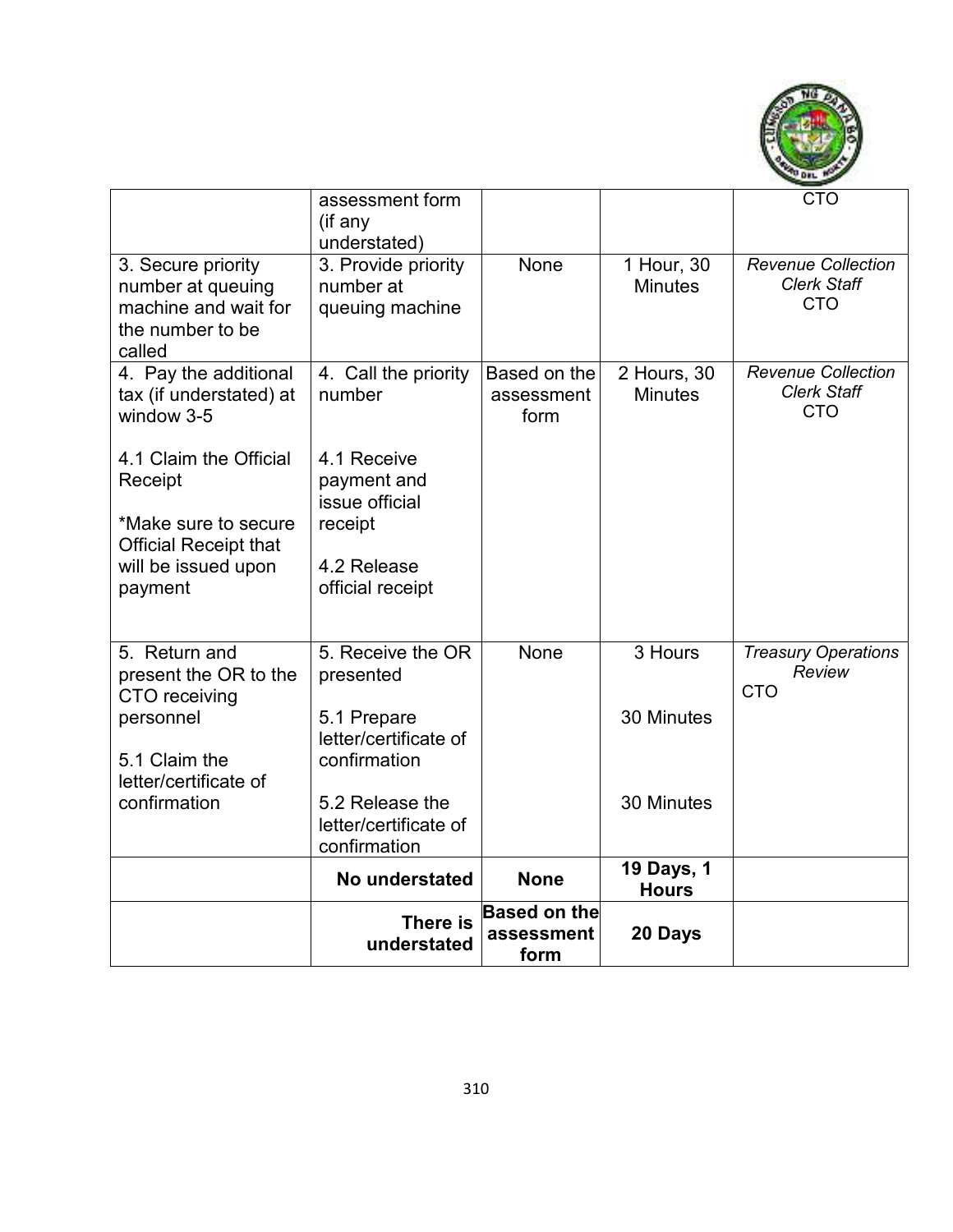| | | | | |
|---|---|---|---|---|
| | assessment form (if any understated) | | | CTO |
| 3. Secure priority number at queuing machine and wait for the number to be called | 3. Provide priority number at queuing machine | None | 1 Hour, 30 Minutes | *Revenue Collection Clerk Staff* CTO |
| 4. Pay the additional tax (if understated) at window 3-5<br><br>4.1 Claim the Official Receipt<br><br>*Make sure to secure Official Receipt that will be issued upon payment | 4. Call the priority number<br><br>4.1 Receive payment and issue official receipt<br><br>4.2 Release official receipt | Based on the assessment form | 2 Hours, 30 Minutes | *Revenue Collection Clerk Staff* CTO |
| 5. Return and present the OR to the CTO receiving personnel<br><br>5.1 Claim the letter/certificate of confirmation | 5. Receive the OR presented<br><br>5.1 Prepare letter/certificate of confirmation<br><br>5.2 Release the letter/certificate of confirmation | None | 3 Hours<br><br>30 Minutes<br><br>30 Minutes | *Treasury Operations Review* CTO |
| | **No understated** | **None** | **19 Days, 1 Hours** | |
| | **There is understated** | **Based on the assessment form** | **20 Days** | |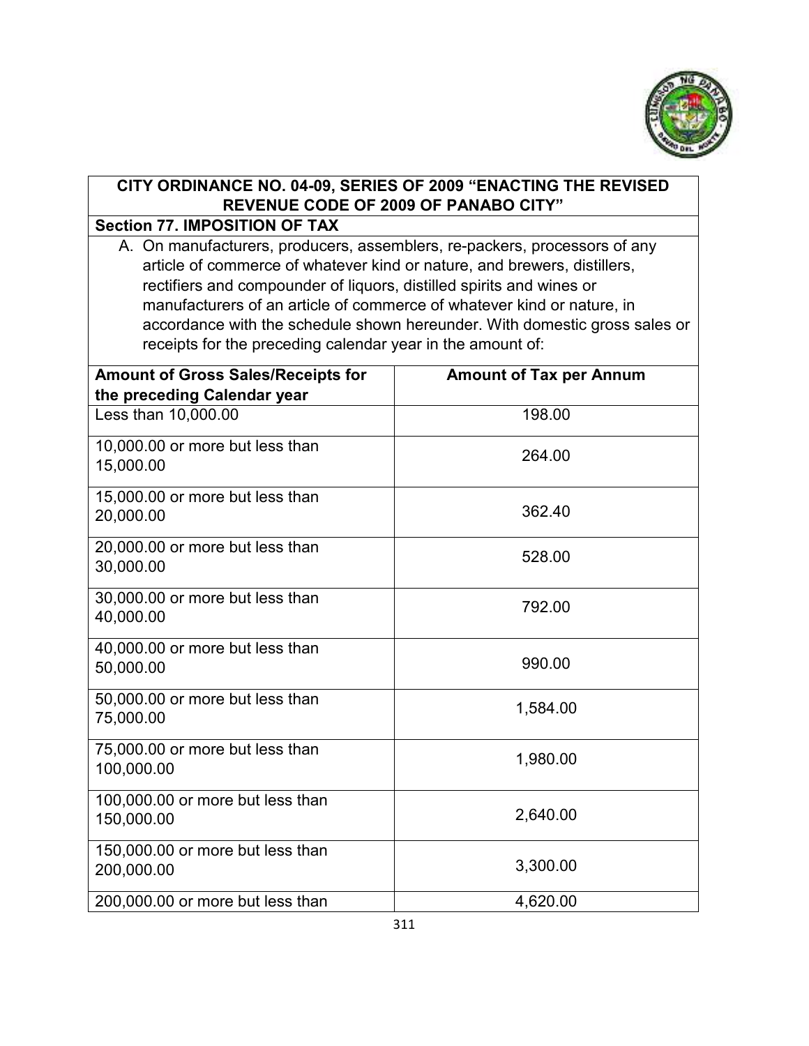**CITY ORDINANCE NO. 04-09, SERIES OF 2009 "ENACTING THE REVISED REVENUE CODE OF 2009 OF PANABO CITY"**

**Section 77. IMPOSITION OF TAX**

A. On manufacturers, producers, assemblers, re-packers, processors of any article of commerce of whatever kind or nature, and brewers, distillers, rectifiers and compounder of liquors, distilled spirits and wines or manufacturers of an article of commerce of whatever kind or nature, in accordance with the schedule shown hereunder. With domestic gross sales or receipts for the preceding calendar year in the amount of:

| Amount of Gross Sales/Receipts for the preceding Calendar year | Amount of Tax per Annum |
|---|---|
| Less than 10,000.00 | 198.00 |
| 10,000.00 or more but less than 15,000.00 | 264.00 |
| 15,000.00 or more but less than 20,000.00 | 362.40 |
| 20,000.00 or more but less than 30,000.00 | 528.00 |
| 30,000.00 or more but less than 40,000.00 | 792.00 |
| 40,000.00 or more but less than 50,000.00 | 990.00 |
| 50,000.00 or more but less than 75,000.00 | 1,584.00 |
| 75,000.00 or more but less than 100,000.00 | 1,980.00 |
| 100,000.00 or more but less than 150,000.00 | 2,640.00 |
| 150,000.00 or more but less than 200,000.00 | 3,300.00 |
| 200,000.00 or more but less than | 4,620.00 |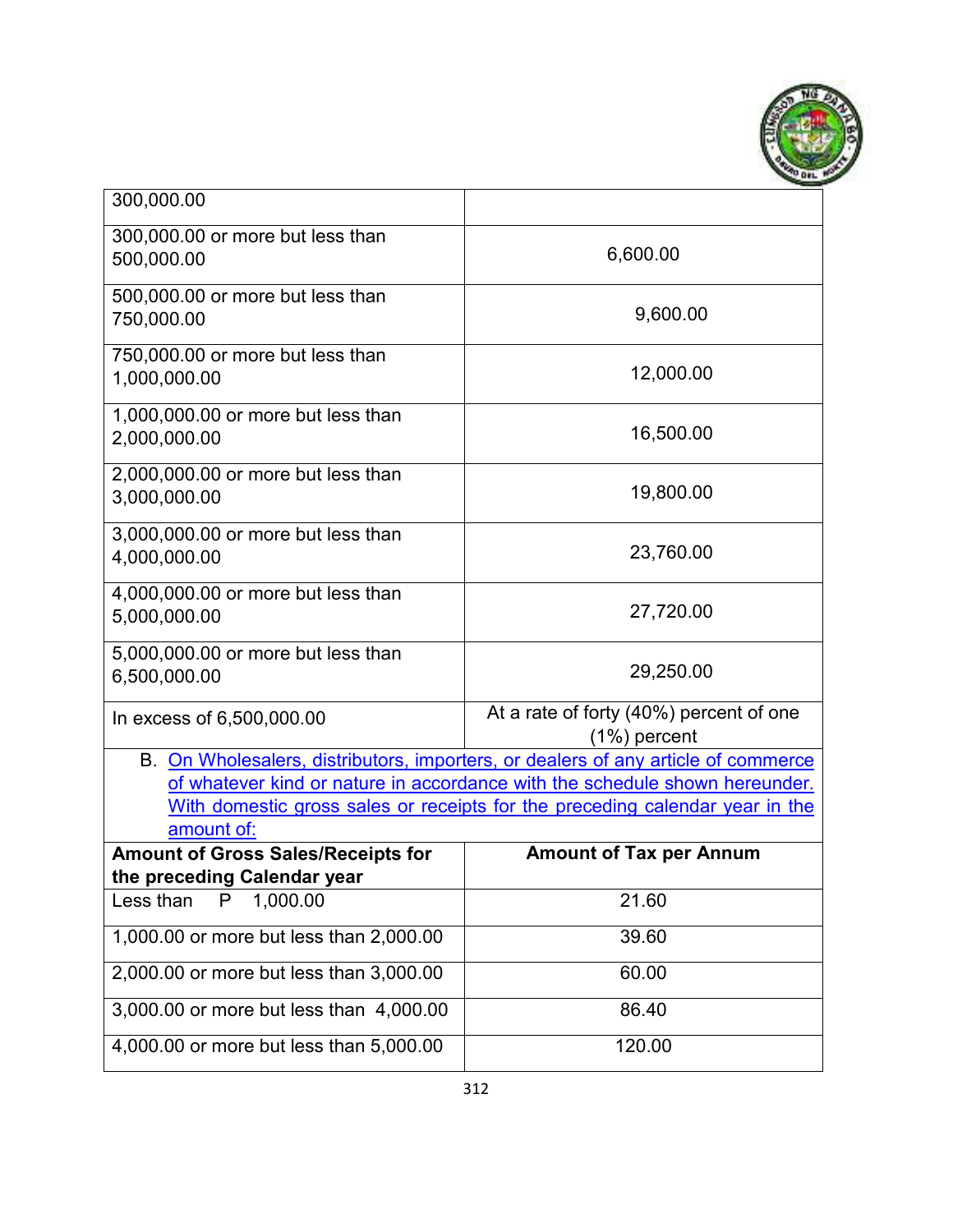| | |
|---|---|
| 300,000.00 | |
| 300,000.00 or more but less than 500,000.00 | 6,600.00 |
| 500,000.00 or more but less than 750,000.00 | 9,600.00 |
| 750,000.00 or more but less than 1,000,000.00 | 12,000.00 |
| 1,000,000.00 or more but less than 2,000,000.00 | 16,500.00 |
| 2,000,000.00 or more but less than 3,000,000.00 | 19,800.00 |
| 3,000,000.00 or more but less than 4,000,000.00 | 23,760.00 |
| 4,000,000.00 or more but less than 5,000,000.00 | 27,720.00 |
| 5,000,000.00 or more but less than 6,500,000.00 | 29,250.00 |
| In excess of 6,500,000.00 | At a rate of forty (40%) percent of one (1%) percent |

B. On Wholesalers, distributors, importers, or dealers of any article of commerce of whatever kind or nature in accordance with the schedule shown hereunder. With domestic gross sales or receipts for the preceding calendar year in the amount of:

| **Amount of Gross Sales/Receipts for the preceding Calendar year** | **Amount of Tax per Annum** |
|---|---|
| Less than P 1,000.00 | 21.60 |
| 1,000.00 or more but less than 2,000.00 | 39.60 |
| 2,000.00 or more but less than 3,000.00 | 60.00 |
| 3,000.00 or more but less than 4,000.00 | 86.40 |
| 4,000.00 or more but less than 5,000.00 | 120.00 |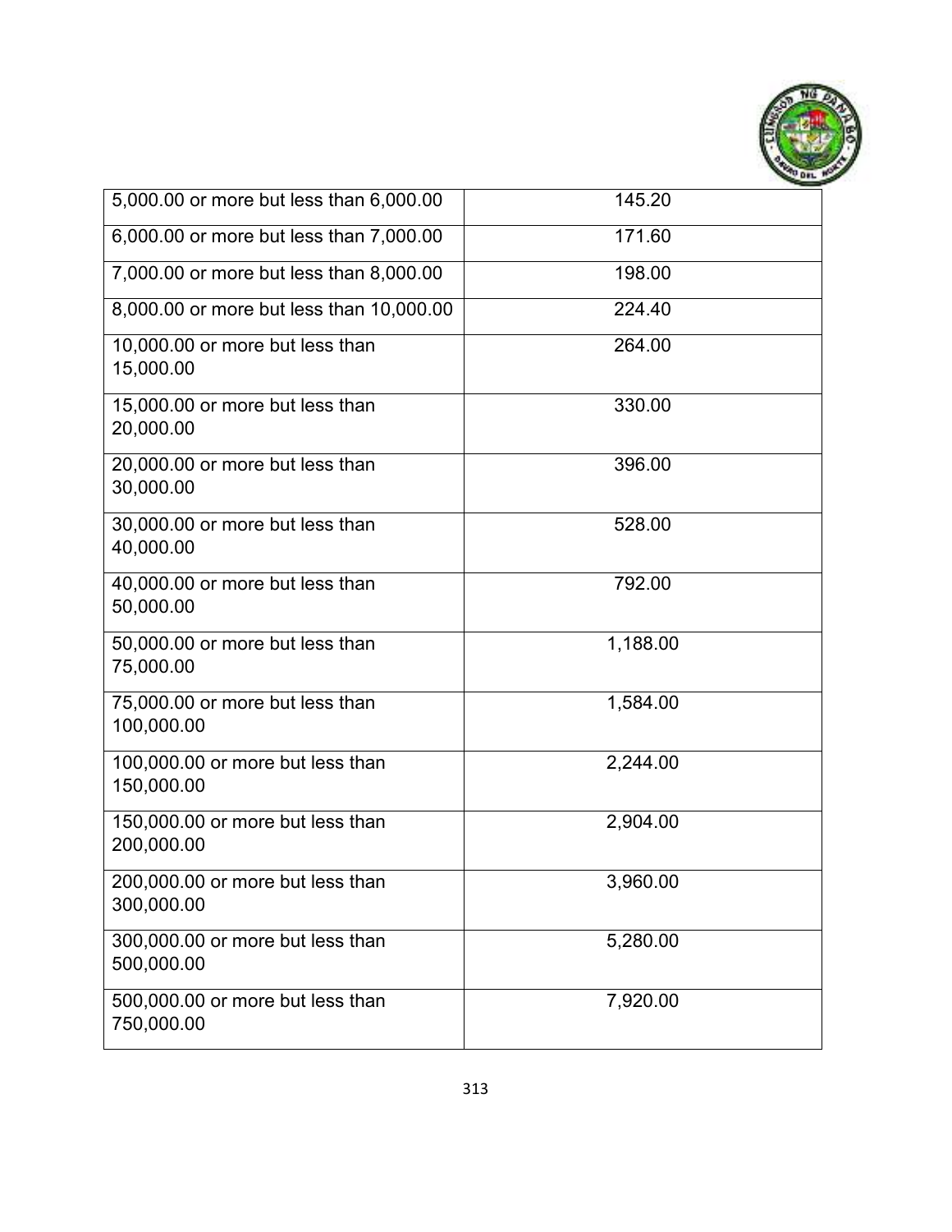| | |
|---|---|
| 5,000.00 or more but less than 6,000.00 | 145.20 |
| 6,000.00 or more but less than 7,000.00 | 171.60 |
| 7,000.00 or more but less than 8,000.00 | 198.00 |
| 8,000.00 or more but less than 10,000.00 | 224.40 |
| 10,000.00 or more but less than 15,000.00 | 264.00 |
| 15,000.00 or more but less than 20,000.00 | 330.00 |
| 20,000.00 or more but less than 30,000.00 | 396.00 |
| 30,000.00 or more but less than 40,000.00 | 528.00 |
| 40,000.00 or more but less than 50,000.00 | 792.00 |
| 50,000.00 or more but less than 75,000.00 | 1,188.00 |
| 75,000.00 or more but less than 100,000.00 | 1,584.00 |
| 100,000.00 or more but less than 150,000.00 | 2,244.00 |
| 150,000.00 or more but less than 200,000.00 | 2,904.00 |
| 200,000.00 or more but less than 300,000.00 | 3,960.00 |
| 300,000.00 or more but less than 500,000.00 | 5,280.00 |
| 500,000.00 or more but less than 750,000.00 | 7,920.00 |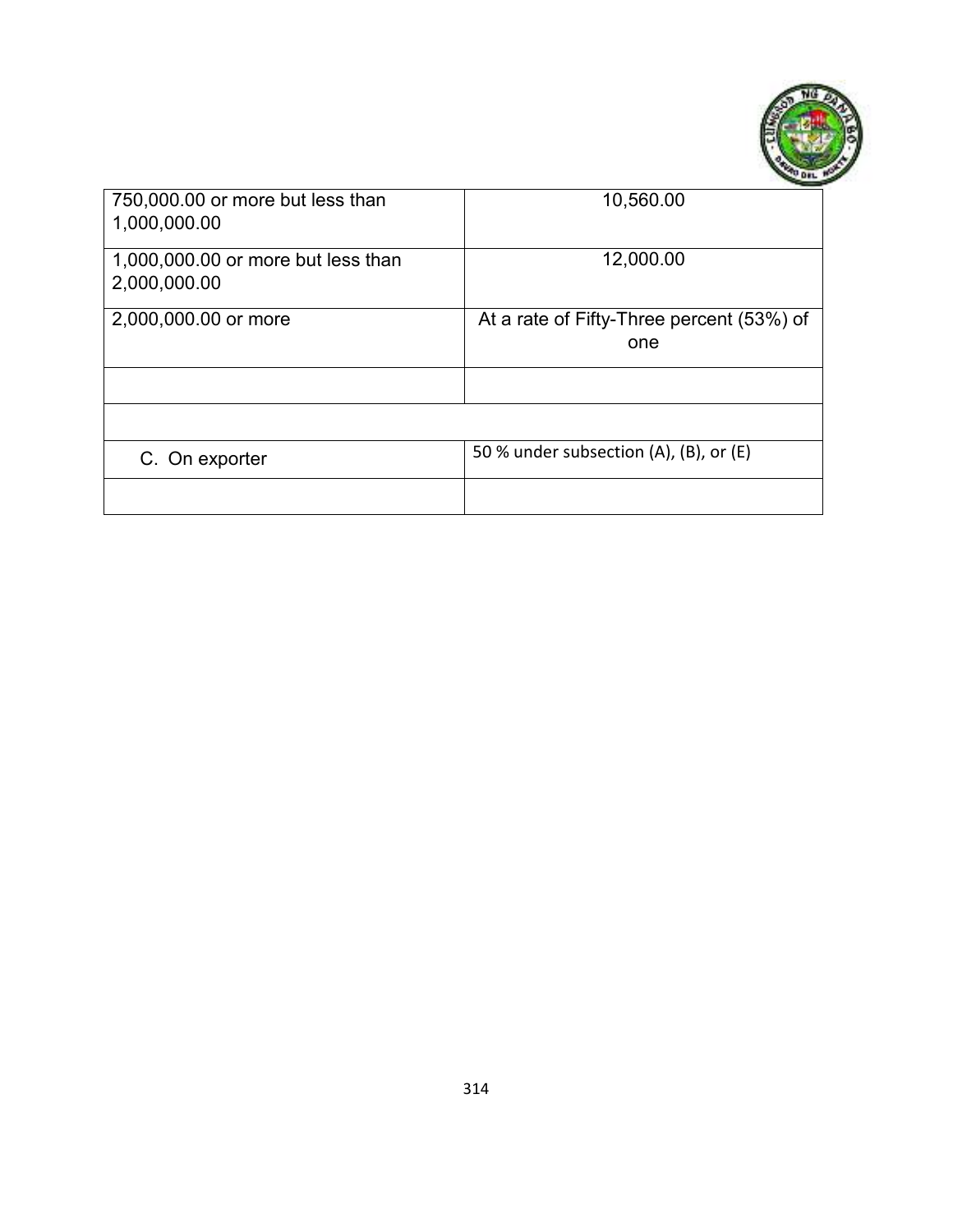| | |
|---|---|
| 750,000.00 or more but less than 1,000,000.00 | 10,560.00 |
| 1,000,000.00 or more but less than 2,000,000.00 | 12,000.00 |
| 2,000,000.00 or more | At a rate of Fifty-Three percent (53%) of one |
| | |
| | |
| C. On exporter | 50 % under subsection (A), (B), or (E) |
| | |